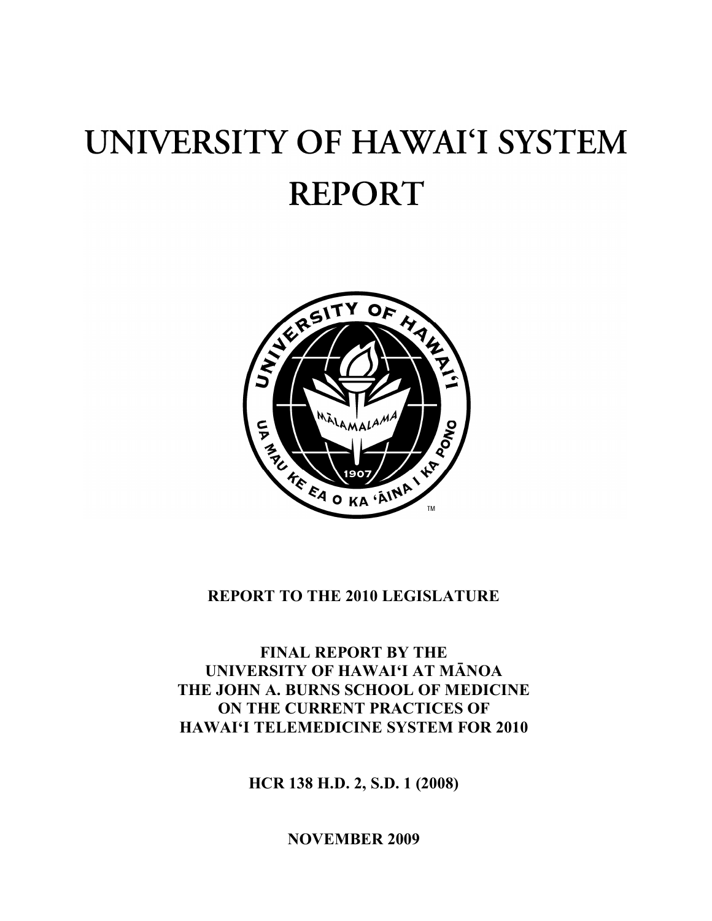# UNIVERSITY OF HAWAI'I SYSTEM REPORT

**REPORT TO THE 2010 LEGISLATURE**

**FINAL REPORT BY THE UNIVERSITY OF HAWAI'I AT MĀNOA THE JOHN A. BURNS SCHOOL OF MEDICINE ON THE CURRENT PRACTICES OF HAWAI'I TELEMEDICINE SYSTEM FOR 2010**

**HCR 138 H.D. 2, S.D. 1 (2008)**

**NOVEMBER 2009**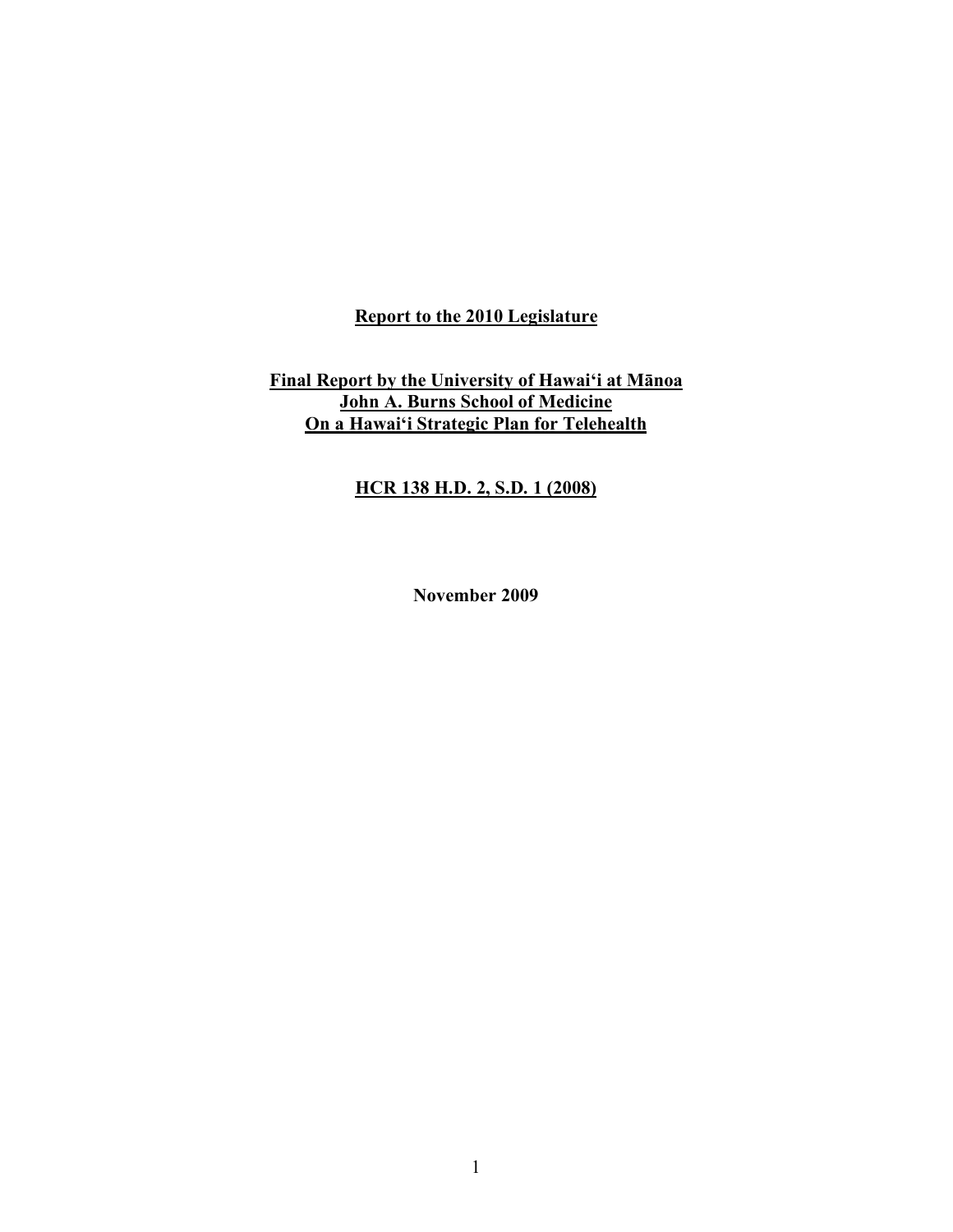**Report to the 2010 Legislature**

**Final Report by the University of Hawai'i at Mānoa**
**John A. Burns School of Medicine**
**On a Hawai'i Strategic Plan for Telehealth**

**HCR 138 H.D. 2, S.D. 1 (2008)**

**November 2009**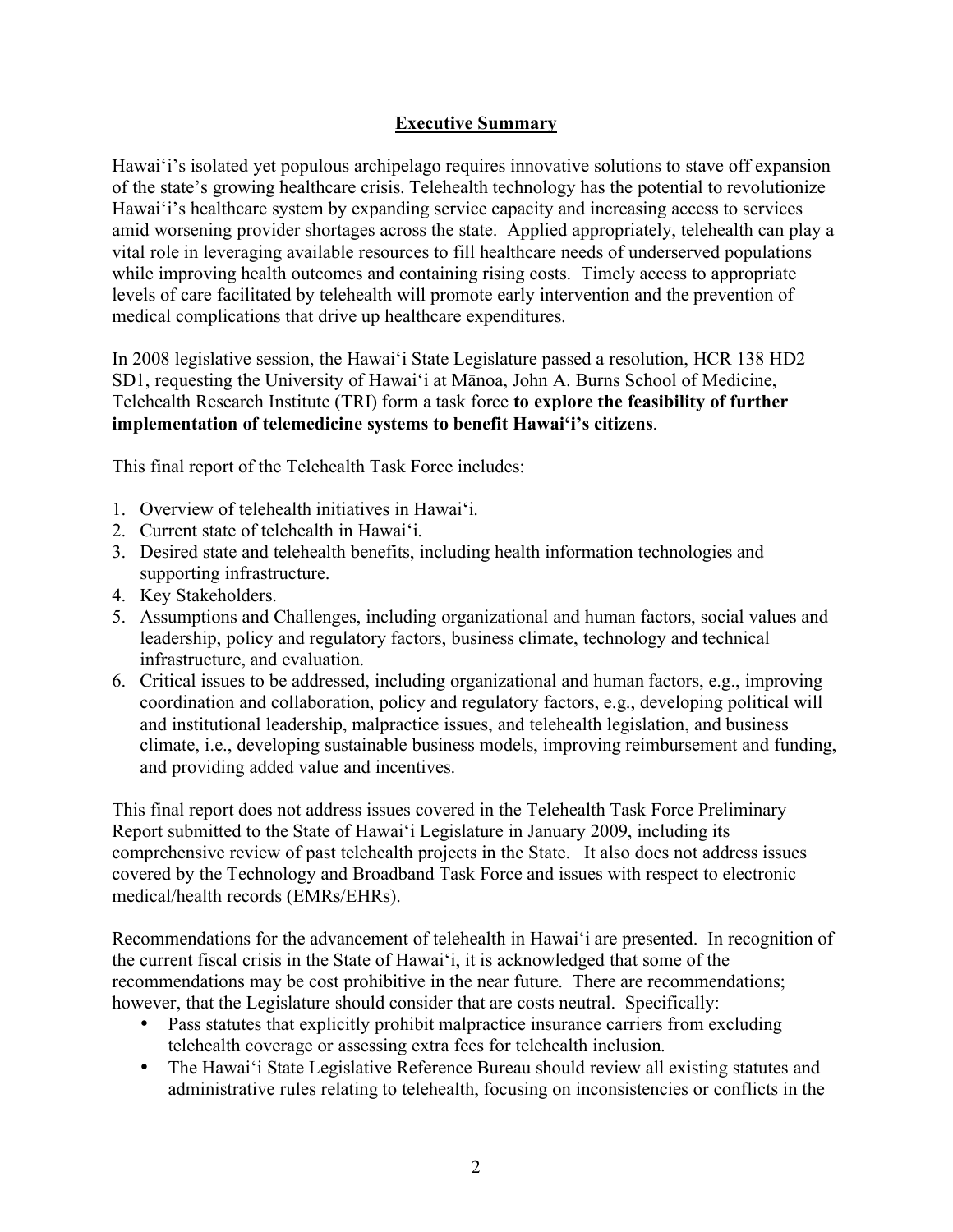## Executive Summary

Hawai'i's isolated yet populous archipelago requires innovative solutions to stave off expansion of the state's growing healthcare crisis. Telehealth technology has the potential to revolutionize Hawai'i's healthcare system by expanding service capacity and increasing access to services amid worsening provider shortages across the state. Applied appropriately, telehealth can play a vital role in leveraging available resources to fill healthcare needs of underserved populations while improving health outcomes and containing rising costs. Timely access to appropriate levels of care facilitated by telehealth will promote early intervention and the prevention of medical complications that drive up healthcare expenditures.

In 2008 legislative session, the Hawai'i State Legislature passed a resolution, HCR 138 HD2 SD1, requesting the University of Hawai'i at Mānoa, John A. Burns School of Medicine, Telehealth Research Institute (TRI) form a task force **to explore the feasibility of further implementation of telemedicine systems to benefit Hawai'i's citizens**.

This final report of the Telehealth Task Force includes:

1. Overview of telehealth initiatives in Hawai'i.
2. Current state of telehealth in Hawai'i.
3. Desired state and telehealth benefits, including health information technologies and supporting infrastructure.
4. Key Stakeholders.
5. Assumptions and Challenges, including organizational and human factors, social values and leadership, policy and regulatory factors, business climate, technology and technical infrastructure, and evaluation.
6. Critical issues to be addressed, including organizational and human factors, e.g., improving coordination and collaboration, policy and regulatory factors, e.g., developing political will and institutional leadership, malpractice issues, and telehealth legislation, and business climate, i.e., developing sustainable business models, improving reimbursement and funding, and providing added value and incentives.

This final report does not address issues covered in the Telehealth Task Force Preliminary Report submitted to the State of Hawai'i Legislature in January 2009, including its comprehensive review of past telehealth projects in the State. It also does not address issues covered by the Technology and Broadband Task Force and issues with respect to electronic medical/health records (EMRs/EHRs).

Recommendations for the advancement of telehealth in Hawai'i are presented. In recognition of the current fiscal crisis in the State of Hawai'i, it is acknowledged that some of the recommendations may be cost prohibitive in the near future. There are recommendations; however, that the Legislature should consider that are costs neutral. Specifically:

- Pass statutes that explicitly prohibit malpractice insurance carriers from excluding telehealth coverage or assessing extra fees for telehealth inclusion.
- The Hawai'i State Legislative Reference Bureau should review all existing statutes and administrative rules relating to telehealth, focusing on inconsistencies or conflicts in the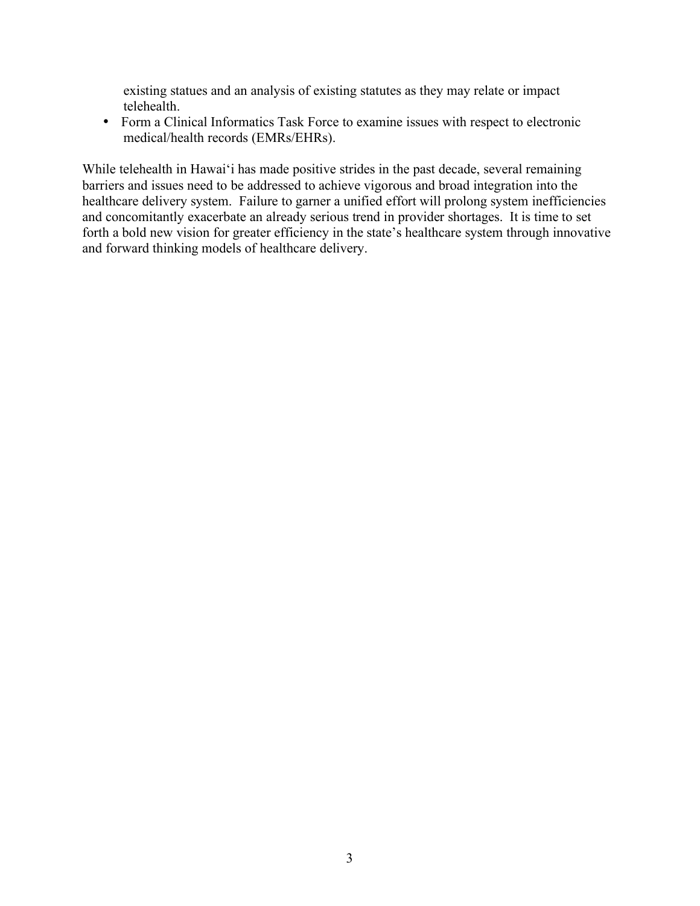existing statues and an analysis of existing statutes as they may relate or impact telehealth.

- Form a Clinical Informatics Task Force to examine issues with respect to electronic medical/health records (EMRs/EHRs).

While telehealth in Hawai'i has made positive strides in the past decade, several remaining barriers and issues need to be addressed to achieve vigorous and broad integration into the healthcare delivery system. Failure to garner a unified effort will prolong system inefficiencies and concomitantly exacerbate an already serious trend in provider shortages. It is time to set forth a bold new vision for greater efficiency in the state's healthcare system through innovative and forward thinking models of healthcare delivery.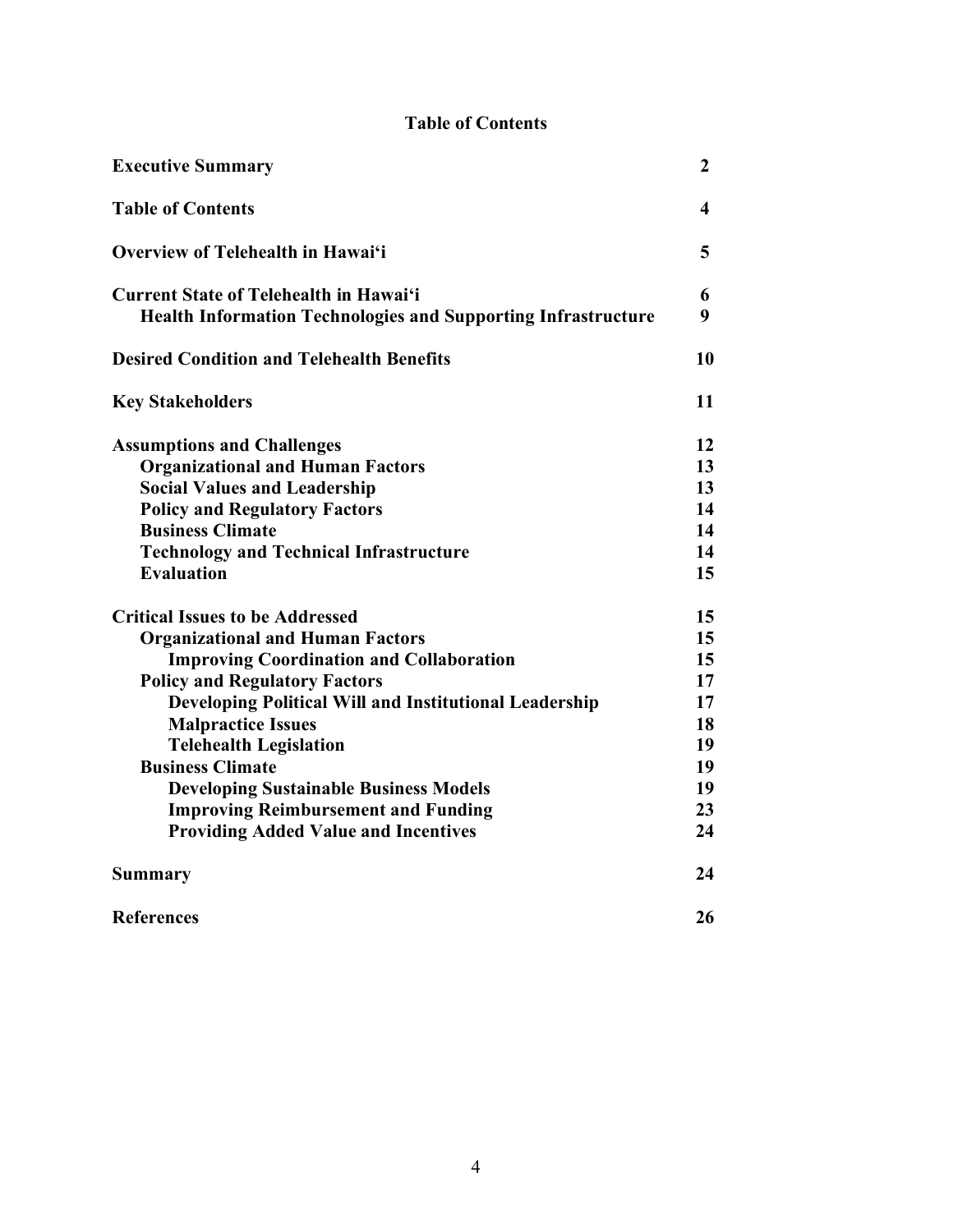## Table of Contents

| | |
|---|---|
| **Executive Summary** | **2** |
| **Table of Contents** | **4** |
| **Overview of Telehealth in Hawai'i** | **5** |
| **Current State of Telehealth in Hawai'i** | **6** |
| **Health Information Technologies and Supporting Infrastructure** | **9** |
| **Desired Condition and Telehealth Benefits** | **10** |
| **Key Stakeholders** | **11** |
| **Assumptions and Challenges** | **12** |
| **Organizational and Human Factors** | **13** |
| **Social Values and Leadership** | **13** |
| **Policy and Regulatory Factors** | **14** |
| **Business Climate** | **14** |
| **Technology and Technical Infrastructure** | **14** |
| **Evaluation** | **15** |
| **Critical Issues to be Addressed** | **15** |
| **Organizational and Human Factors** | **15** |
| **Improving Coordination and Collaboration** | **15** |
| **Policy and Regulatory Factors** | **17** |
| **Developing Political Will and Institutional Leadership** | **17** |
| **Malpractice Issues** | **18** |
| **Telehealth Legislation** | **19** |
| **Business Climate** | **19** |
| **Developing Sustainable Business Models** | **19** |
| **Improving Reimbursement and Funding** | **23** |
| **Providing Added Value and Incentives** | **24** |
| **Summary** | **24** |
| **References** | **26** |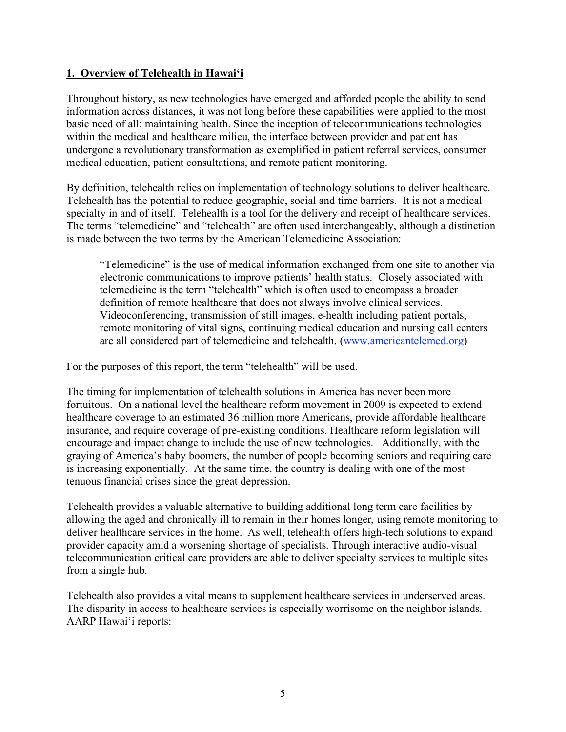## 1. Overview of Telehealth in Hawai'i

Throughout history, as new technologies have emerged and afforded people the ability to send information across distances, it was not long before these capabilities were applied to the most basic need of all: maintaining health. Since the inception of telecommunications technologies within the medical and healthcare milieu, the interface between provider and patient has undergone a revolutionary transformation as exemplified in patient referral services, consumer medical education, patient consultations, and remote patient monitoring.

By definition, telehealth relies on implementation of technology solutions to deliver healthcare. Telehealth has the potential to reduce geographic, social and time barriers. It is not a medical specialty in and of itself. Telehealth is a tool for the delivery and receipt of healthcare services. The terms "telemedicine" and "telehealth" are often used interchangeably, although a distinction is made between the two terms by the American Telemedicine Association:

> "Telemedicine" is the use of medical information exchanged from one site to another via electronic communications to improve patients' health status. Closely associated with telemedicine is the term "telehealth" which is often used to encompass a broader definition of remote healthcare that does not always involve clinical services. Videoconferencing, transmission of still images, e-health including patient portals, remote monitoring of vital signs, continuing medical education and nursing call centers are all considered part of telemedicine and telehealth. (www.americantelemed.org)

For the purposes of this report, the term "telehealth" will be used.

The timing for implementation of telehealth solutions in America has never been more fortuitous. On a national level the healthcare reform movement in 2009 is expected to extend healthcare coverage to an estimated 36 million more Americans, provide affordable healthcare insurance, and require coverage of pre-existing conditions. Healthcare reform legislation will encourage and impact change to include the use of new technologies. Additionally, with the graying of America's baby boomers, the number of people becoming seniors and requiring care is increasing exponentially. At the same time, the country is dealing with one of the most tenuous financial crises since the great depression.

Telehealth provides a valuable alternative to building additional long term care facilities by allowing the aged and chronically ill to remain in their homes longer, using remote monitoring to deliver healthcare services in the home. As well, telehealth offers high-tech solutions to expand provider capacity amid a worsening shortage of specialists. Through interactive audio-visual telecommunication critical care providers are able to deliver specialty services to multiple sites from a single hub.

Telehealth also provides a vital means to supplement healthcare services in underserved areas. The disparity in access to healthcare services is especially worrisome on the neighbor islands. AARP Hawai'i reports: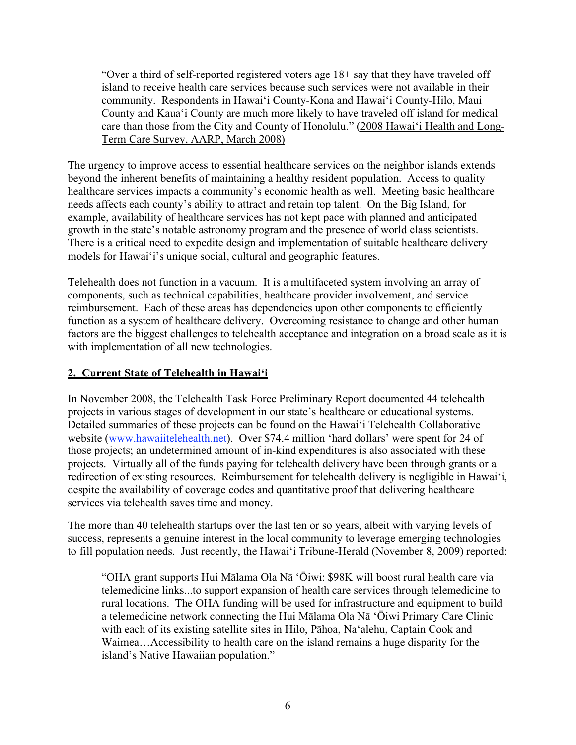> "Over a third of self-reported registered voters age 18+ say that they have traveled off island to receive health care services because such services were not available in their community. Respondents in Hawaiʻi County-Kona and Hawaiʻi County-Hilo, Maui County and Kauaʻi County are much more likely to have traveled off island for medical care than those from the City and County of Honolulu." (2008 Hawaiʻi Health and Long-Term Care Survey, AARP, March 2008)

The urgency to improve access to essential healthcare services on the neighbor islands extends beyond the inherent benefits of maintaining a healthy resident population. Access to quality healthcare services impacts a community's economic health as well. Meeting basic healthcare needs affects each county's ability to attract and retain top talent. On the Big Island, for example, availability of healthcare services has not kept pace with planned and anticipated growth in the state's notable astronomy program and the presence of world class scientists. There is a critical need to expedite design and implementation of suitable healthcare delivery models for Hawaiʻi's unique social, cultural and geographic features.

Telehealth does not function in a vacuum. It is a multifaceted system involving an array of components, such as technical capabilities, healthcare provider involvement, and service reimbursement. Each of these areas has dependencies upon other components to efficiently function as a system of healthcare delivery. Overcoming resistance to change and other human factors are the biggest challenges to telehealth acceptance and integration on a broad scale as it is with implementation of all new technologies.

## 2. Current State of Telehealth in Hawaiʻi

In November 2008, the Telehealth Task Force Preliminary Report documented 44 telehealth projects in various stages of development in our state's healthcare or educational systems. Detailed summaries of these projects can be found on the Hawaiʻi Telehealth Collaborative website (www.hawaiitelehealth.net). Over $74.4 million 'hard dollars' were spent for 24 of those projects; an undetermined amount of in-kind expenditures is also associated with these projects. Virtually all of the funds paying for telehealth delivery have been through grants or a redirection of existing resources. Reimbursement for telehealth delivery is negligible in Hawaiʻi, despite the availability of coverage codes and quantitative proof that delivering healthcare services via telehealth saves time and money.

The more than 40 telehealth startups over the last ten or so years, albeit with varying levels of success, represents a genuine interest in the local community to leverage emerging technologies to fill population needs. Just recently, the Hawaiʻi Tribune-Herald (November 8, 2009) reported:

> "OHA grant supports Hui Mālama Ola Nā ʻŌiwi: $98K will boost rural health care via telemedicine links...to support expansion of health care services through telemedicine to rural locations. The OHA funding will be used for infrastructure and equipment to build a telemedicine network connecting the Hui Mālama Ola Nā ʻŌiwi Primary Care Clinic with each of its existing satellite sites in Hilo, Pāhoa, Naʻalehu, Captain Cook and Waimea…Accessibility to health care on the island remains a huge disparity for the island's Native Hawaiian population."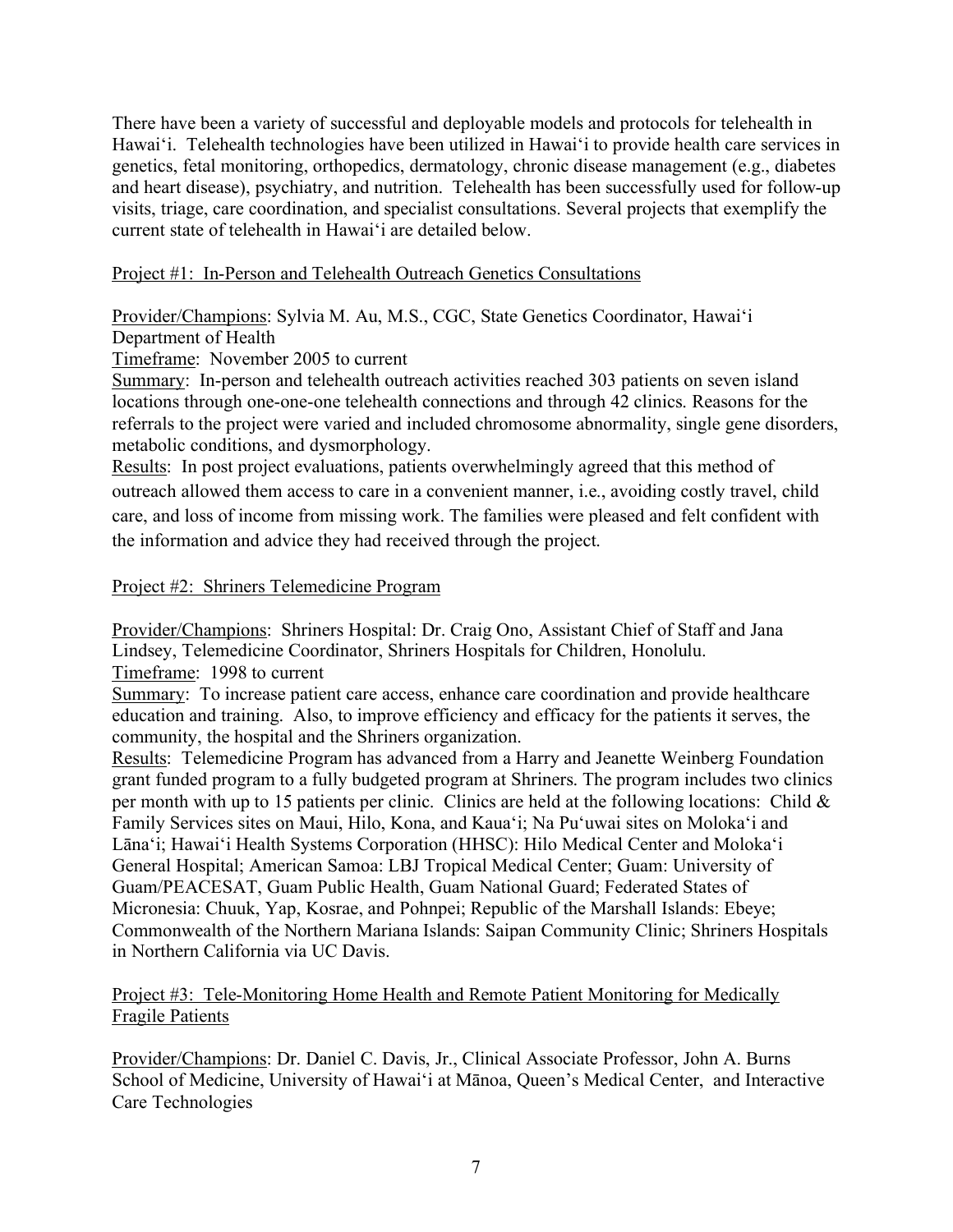There have been a variety of successful and deployable models and protocols for telehealth in Hawaiʻi. Telehealth technologies have been utilized in Hawaiʻi to provide health care services in genetics, fetal monitoring, orthopedics, dermatology, chronic disease management (e.g., diabetes and heart disease), psychiatry, and nutrition. Telehealth has been successfully used for follow-up visits, triage, care coordination, and specialist consultations. Several projects that exemplify the current state of telehealth in Hawaiʻi are detailed below.

Project #1: In-Person and Telehealth Outreach Genetics Consultations

Provider/Champions: Sylvia M. Au, M.S., CGC, State Genetics Coordinator, Hawaiʻi Department of Health

Timeframe: November 2005 to current

Summary: In-person and telehealth outreach activities reached 303 patients on seven island locations through one-one-one telehealth connections and through 42 clinics. Reasons for the referrals to the project were varied and included chromosome abnormality, single gene disorders, metabolic conditions, and dysmorphology.

Results: In post project evaluations, patients overwhelmingly agreed that this method of outreach allowed them access to care in a convenient manner, i.e., avoiding costly travel, child care, and loss of income from missing work. The families were pleased and felt confident with the information and advice they had received through the project.

Project #2: Shriners Telemedicine Program

Provider/Champions: Shriners Hospital: Dr. Craig Ono, Assistant Chief of Staff and Jana Lindsey, Telemedicine Coordinator, Shriners Hospitals for Children, Honolulu.

Timeframe: 1998 to current

Summary: To increase patient care access, enhance care coordination and provide healthcare education and training. Also, to improve efficiency and efficacy for the patients it serves, the community, the hospital and the Shriners organization.

Results: Telemedicine Program has advanced from a Harry and Jeanette Weinberg Foundation grant funded program to a fully budgeted program at Shriners. The program includes two clinics per month with up to 15 patients per clinic. Clinics are held at the following locations: Child & Family Services sites on Maui, Hilo, Kona, and Kauaʻi; Na Puʻuwai sites on Molokaʻi and Lānaʻi; Hawaiʻi Health Systems Corporation (HHSC): Hilo Medical Center and Molokaʻi General Hospital; American Samoa: LBJ Tropical Medical Center; Guam: University of Guam/PEACESAT, Guam Public Health, Guam National Guard; Federated States of Micronesia: Chuuk, Yap, Kosrae, and Pohnpei; Republic of the Marshall Islands: Ebeye; Commonwealth of the Northern Mariana Islands: Saipan Community Clinic; Shriners Hospitals in Northern California via UC Davis.

Project #3: Tele-Monitoring Home Health and Remote Patient Monitoring for Medically Fragile Patients

Provider/Champions: Dr. Daniel C. Davis, Jr., Clinical Associate Professor, John A. Burns School of Medicine, University of Hawaiʻi at Mānoa, Queen's Medical Center, and Interactive Care Technologies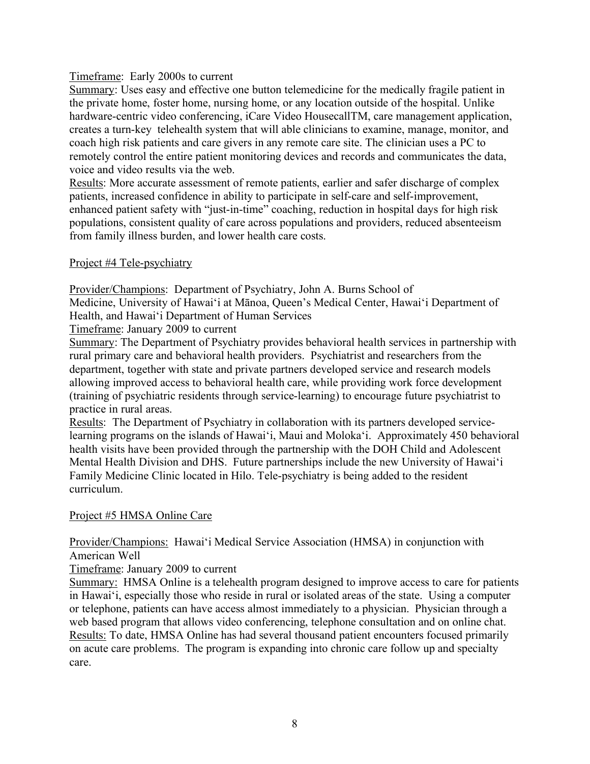Timeframe: Early 2000s to current

Summary: Uses easy and effective one button telemedicine for the medically fragile patient in the private home, foster home, nursing home, or any location outside of the hospital. Unlike hardware-centric video conferencing, iCare Video HousecallTM, care management application, creates a turn-key telehealth system that will able clinicians to examine, manage, monitor, and coach high risk patients and care givers in any remote care site. The clinician uses a PC to remotely control the entire patient monitoring devices and records and communicates the data, voice and video results via the web.

Results: More accurate assessment of remote patients, earlier and safer discharge of complex patients, increased confidence in ability to participate in self-care and self-improvement, enhanced patient safety with "just-in-time" coaching, reduction in hospital days for high risk populations, consistent quality of care across populations and providers, reduced absenteeism from family illness burden, and lower health care costs.

Project #4 Tele-psychiatry

Provider/Champions: Department of Psychiatry, John A. Burns School of Medicine, University of Hawaiʻi at Mānoa, Queen's Medical Center, Hawaiʻi Department of Health, and Hawaiʻi Department of Human Services

Timeframe: January 2009 to current

Summary: The Department of Psychiatry provides behavioral health services in partnership with rural primary care and behavioral health providers. Psychiatrist and researchers from the department, together with state and private partners developed service and research models allowing improved access to behavioral health care, while providing work force development (training of psychiatric residents through service-learning) to encourage future psychiatrist to practice in rural areas.

Results: The Department of Psychiatry in collaboration with its partners developed service-learning programs on the islands of Hawaiʻi, Maui and Molokaʻi. Approximately 450 behavioral health visits have been provided through the partnership with the DOH Child and Adolescent Mental Health Division and DHS. Future partnerships include the new University of Hawaiʻi Family Medicine Clinic located in Hilo. Tele-psychiatry is being added to the resident curriculum.

Project #5 HMSA Online Care

Provider/Champions: Hawaiʻi Medical Service Association (HMSA) in conjunction with American Well

Timeframe: January 2009 to current

Summary: HMSA Online is a telehealth program designed to improve access to care for patients in Hawaiʻi, especially those who reside in rural or isolated areas of the state. Using a computer or telephone, patients can have access almost immediately to a physician. Physician through a web based program that allows video conferencing, telephone consultation and on online chat.

Results: To date, HMSA Online has had several thousand patient encounters focused primarily on acute care problems. The program is expanding into chronic care follow up and specialty care.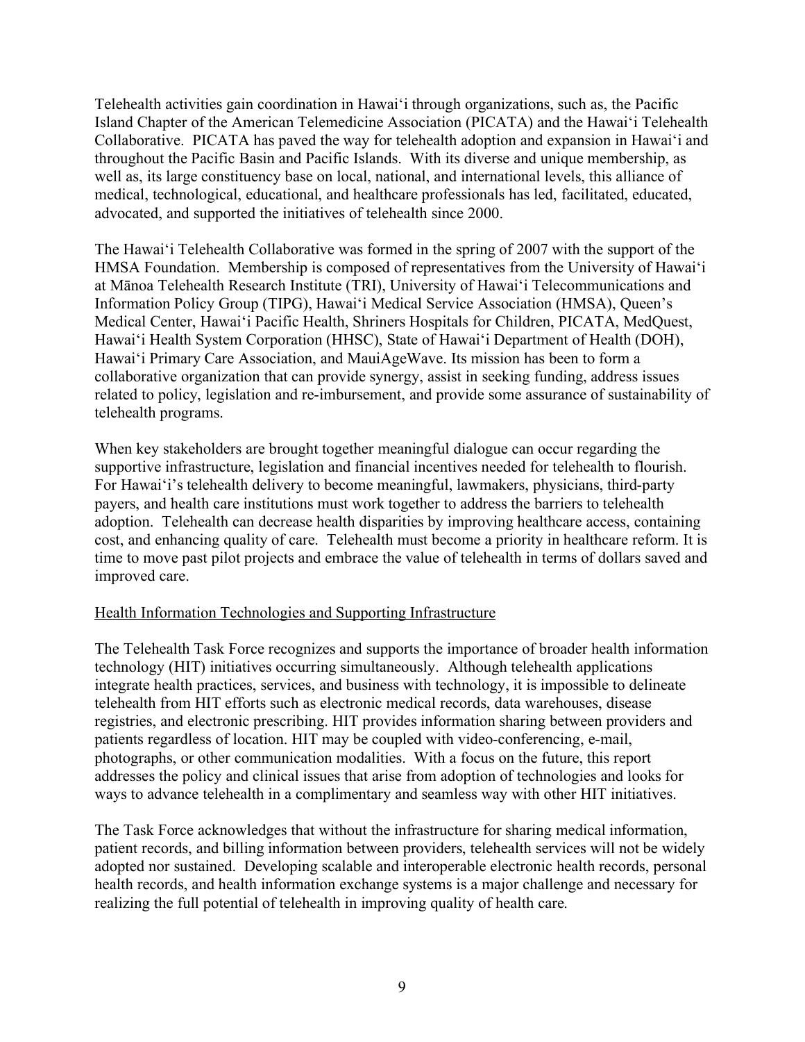Telehealth activities gain coordination in Hawai'i through organizations, such as, the Pacific Island Chapter of the American Telemedicine Association (PICATA) and the Hawai'i Telehealth Collaborative. PICATA has paved the way for telehealth adoption and expansion in Hawai'i and throughout the Pacific Basin and Pacific Islands. With its diverse and unique membership, as well as, its large constituency base on local, national, and international levels, this alliance of medical, technological, educational, and healthcare professionals has led, facilitated, educated, advocated, and supported the initiatives of telehealth since 2000.

The Hawai'i Telehealth Collaborative was formed in the spring of 2007 with the support of the HMSA Foundation. Membership is composed of representatives from the University of Hawai'i at Mānoa Telehealth Research Institute (TRI), University of Hawai'i Telecommunications and Information Policy Group (TIPG), Hawai'i Medical Service Association (HMSA), Queen's Medical Center, Hawai'i Pacific Health, Shriners Hospitals for Children, PICATA, MedQuest, Hawai'i Health System Corporation (HHSC), State of Hawai'i Department of Health (DOH), Hawai'i Primary Care Association, and MauiAgeWave. Its mission has been to form a collaborative organization that can provide synergy, assist in seeking funding, address issues related to policy, legislation and re-imbursement, and provide some assurance of sustainability of telehealth programs.

When key stakeholders are brought together meaningful dialogue can occur regarding the supportive infrastructure, legislation and financial incentives needed for telehealth to flourish. For Hawai'i's telehealth delivery to become meaningful, lawmakers, physicians, third-party payers, and health care institutions must work together to address the barriers to telehealth adoption. Telehealth can decrease health disparities by improving healthcare access, containing cost, and enhancing quality of care. Telehealth must become a priority in healthcare reform. It is time to move past pilot projects and embrace the value of telehealth in terms of dollars saved and improved care.

## Health Information Technologies and Supporting Infrastructure

The Telehealth Task Force recognizes and supports the importance of broader health information technology (HIT) initiatives occurring simultaneously. Although telehealth applications integrate health practices, services, and business with technology, it is impossible to delineate telehealth from HIT efforts such as electronic medical records, data warehouses, disease registries, and electronic prescribing. HIT provides information sharing between providers and patients regardless of location. HIT may be coupled with video-conferencing, e-mail, photographs, or other communication modalities. With a focus on the future, this report addresses the policy and clinical issues that arise from adoption of technologies and looks for ways to advance telehealth in a complimentary and seamless way with other HIT initiatives.

The Task Force acknowledges that without the infrastructure for sharing medical information, patient records, and billing information between providers, telehealth services will not be widely adopted nor sustained. Developing scalable and interoperable electronic health records, personal health records, and health information exchange systems is a major challenge and necessary for realizing the full potential of telehealth in improving quality of health care.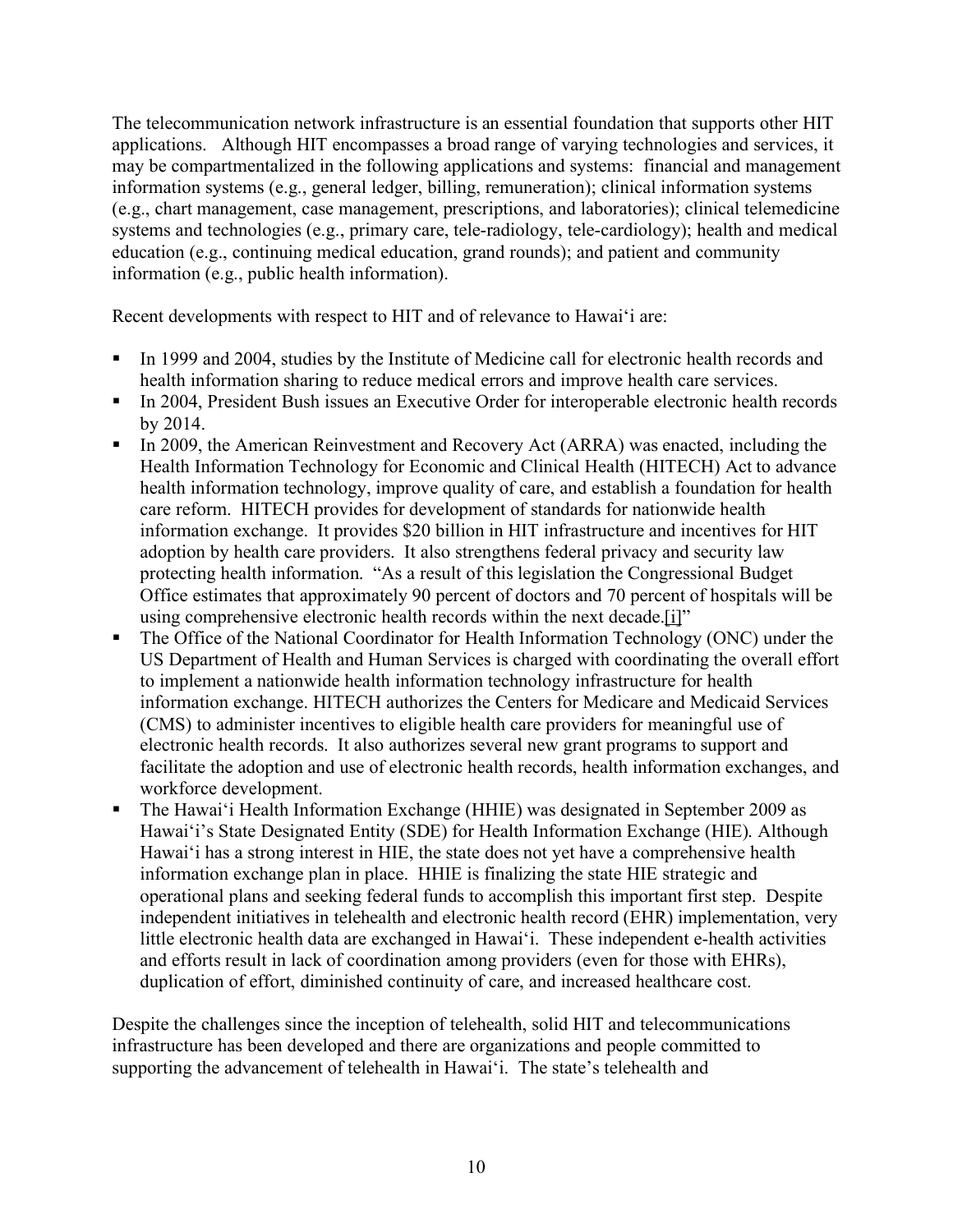The telecommunication network infrastructure is an essential foundation that supports other HIT applications. Although HIT encompasses a broad range of varying technologies and services, it may be compartmentalized in the following applications and systems: financial and management information systems (e.g., general ledger, billing, remuneration); clinical information systems (e.g., chart management, case management, prescriptions, and laboratories); clinical telemedicine systems and technologies (e.g., primary care, tele-radiology, tele-cardiology); health and medical education (e.g., continuing medical education, grand rounds); and patient and community information (e.g., public health information).

Recent developments with respect to HIT and of relevance to Hawai‘i are:

- In 1999 and 2004, studies by the Institute of Medicine call for electronic health records and health information sharing to reduce medical errors and improve health care services.
- In 2004, President Bush issues an Executive Order for interoperable electronic health records by 2014.
- In 2009, the American Reinvestment and Recovery Act (ARRA) was enacted, including the Health Information Technology for Economic and Clinical Health (HITECH) Act to advance health information technology, improve quality of care, and establish a foundation for health care reform. HITECH provides for development of standards for nationwide health information exchange. It provides $20 billion in HIT infrastructure and incentives for HIT adoption by health care providers. It also strengthens federal privacy and security law protecting health information. "As a result of this legislation the Congressional Budget Office estimates that approximately 90 percent of doctors and 70 percent of hospitals will be using comprehensive electronic health records within the next decade.[i]"
- The Office of the National Coordinator for Health Information Technology (ONC) under the US Department of Health and Human Services is charged with coordinating the overall effort to implement a nationwide health information technology infrastructure for health information exchange. HITECH authorizes the Centers for Medicare and Medicaid Services (CMS) to administer incentives to eligible health care providers for meaningful use of electronic health records. It also authorizes several new grant programs to support and facilitate the adoption and use of electronic health records, health information exchanges, and workforce development.
- The Hawai‘i Health Information Exchange (HHIE) was designated in September 2009 as Hawai‘i's State Designated Entity (SDE) for Health Information Exchange (HIE). Although Hawai‘i has a strong interest in HIE, the state does not yet have a comprehensive health information exchange plan in place. HHIE is finalizing the state HIE strategic and operational plans and seeking federal funds to accomplish this important first step. Despite independent initiatives in telehealth and electronic health record (EHR) implementation, very little electronic health data are exchanged in Hawai‘i. These independent e-health activities and efforts result in lack of coordination among providers (even for those with EHRs), duplication of effort, diminished continuity of care, and increased healthcare cost.

Despite the challenges since the inception of telehealth, solid HIT and telecommunications infrastructure has been developed and there are organizations and people committed to supporting the advancement of telehealth in Hawai‘i. The state's telehealth and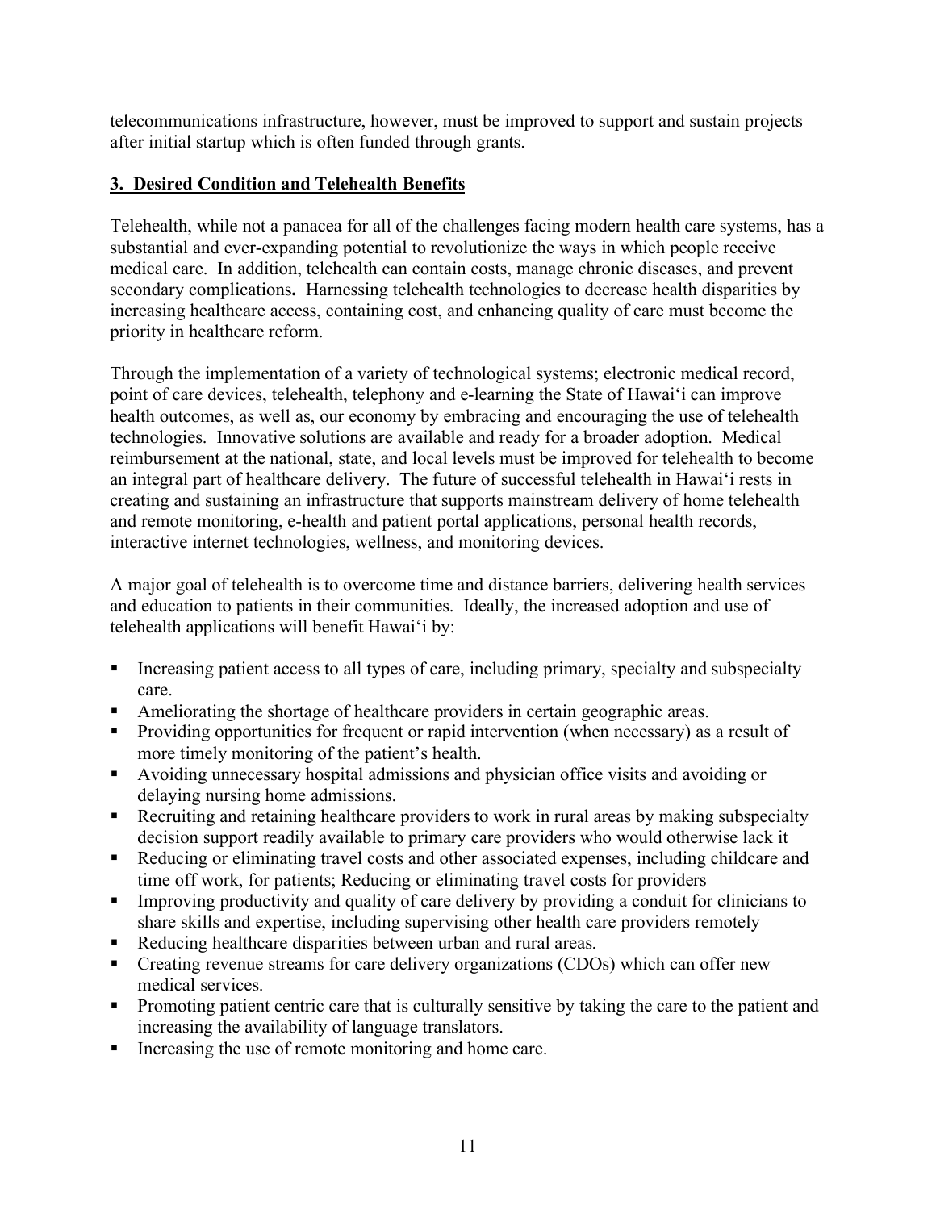telecommunications infrastructure, however, must be improved to support and sustain projects after initial startup which is often funded through grants.

## 3. Desired Condition and Telehealth Benefits

Telehealth, while not a panacea for all of the challenges facing modern health care systems, has a substantial and ever-expanding potential to revolutionize the ways in which people receive medical care. In addition, telehealth can contain costs, manage chronic diseases, and prevent secondary complications**.** Harnessing telehealth technologies to decrease health disparities by increasing healthcare access, containing cost, and enhancing quality of care must become the priority in healthcare reform.

Through the implementation of a variety of technological systems; electronic medical record, point of care devices, telehealth, telephony and e-learning the State of Hawaiʻi can improve health outcomes, as well as, our economy by embracing and encouraging the use of telehealth technologies. Innovative solutions are available and ready for a broader adoption. Medical reimbursement at the national, state, and local levels must be improved for telehealth to become an integral part of healthcare delivery. The future of successful telehealth in Hawaiʻi rests in creating and sustaining an infrastructure that supports mainstream delivery of home telehealth and remote monitoring, e-health and patient portal applications, personal health records, interactive internet technologies, wellness, and monitoring devices.

A major goal of telehealth is to overcome time and distance barriers, delivering health services and education to patients in their communities. Ideally, the increased adoption and use of telehealth applications will benefit Hawaiʻi by:

- Increasing patient access to all types of care, including primary, specialty and subspecialty care.
- Ameliorating the shortage of healthcare providers in certain geographic areas.
- Providing opportunities for frequent or rapid intervention (when necessary) as a result of more timely monitoring of the patient's health.
- Avoiding unnecessary hospital admissions and physician office visits and avoiding or delaying nursing home admissions.
- Recruiting and retaining healthcare providers to work in rural areas by making subspecialty decision support readily available to primary care providers who would otherwise lack it
- Reducing or eliminating travel costs and other associated expenses, including childcare and time off work, for patients; Reducing or eliminating travel costs for providers
- Improving productivity and quality of care delivery by providing a conduit for clinicians to share skills and expertise, including supervising other health care providers remotely
- Reducing healthcare disparities between urban and rural areas.
- Creating revenue streams for care delivery organizations (CDOs) which can offer new medical services.
- Promoting patient centric care that is culturally sensitive by taking the care to the patient and increasing the availability of language translators.
- Increasing the use of remote monitoring and home care.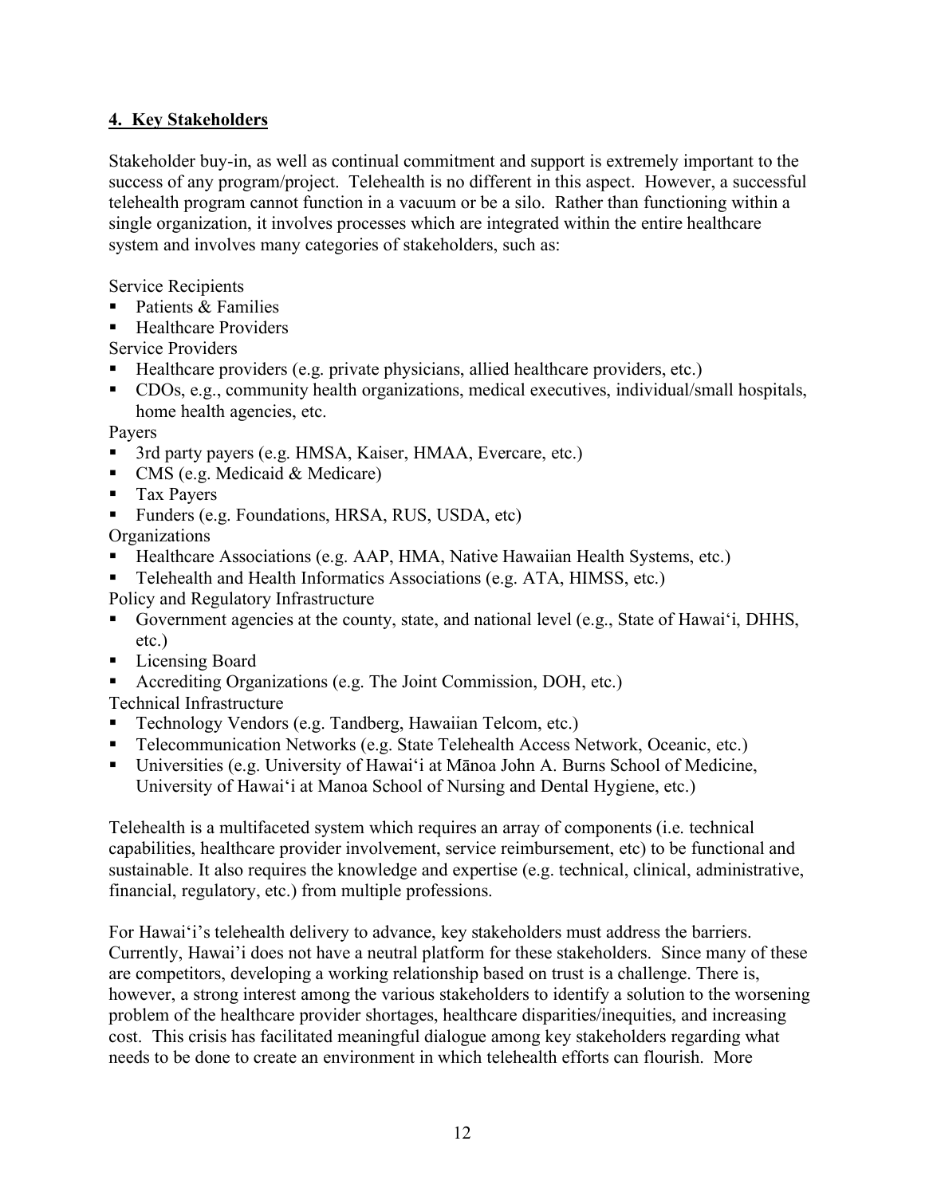## 4. Key Stakeholders

Stakeholder buy-in, as well as continual commitment and support is extremely important to the success of any program/project. Telehealth is no different in this aspect. However, a successful telehealth program cannot function in a vacuum or be a silo. Rather than functioning within a single organization, it involves processes which are integrated within the entire healthcare system and involves many categories of stakeholders, such as:

Service Recipients

- Patients & Families
- Healthcare Providers

Service Providers

- Healthcare providers (e.g. private physicians, allied healthcare providers, etc.)
- CDOs, e.g., community health organizations, medical executives, individual/small hospitals, home health agencies, etc.

Payers

- 3rd party payers (e.g. HMSA, Kaiser, HMAA, Evercare, etc.)
- CMS (e.g. Medicaid & Medicare)
- Tax Payers
- Funders (e.g. Foundations, HRSA, RUS, USDA, etc)

Organizations

- Healthcare Associations (e.g. AAP, HMA, Native Hawaiian Health Systems, etc.)
- Telehealth and Health Informatics Associations (e.g. ATA, HIMSS, etc.)

Policy and Regulatory Infrastructure

- Government agencies at the county, state, and national level (e.g., State of Hawai'i, DHHS, etc.)
- Licensing Board
- Accrediting Organizations (e.g. The Joint Commission, DOH, etc.)

Technical Infrastructure

- Technology Vendors (e.g. Tandberg, Hawaiian Telcom, etc.)
- Telecommunication Networks (e.g. State Telehealth Access Network, Oceanic, etc.)
- Universities (e.g. University of Hawai'i at Mānoa John A. Burns School of Medicine, University of Hawai'i at Manoa School of Nursing and Dental Hygiene, etc.)

Telehealth is a multifaceted system which requires an array of components (i.e. technical capabilities, healthcare provider involvement, service reimbursement, etc) to be functional and sustainable. It also requires the knowledge and expertise (e.g. technical, clinical, administrative, financial, regulatory, etc.) from multiple professions.

For Hawai'i's telehealth delivery to advance, key stakeholders must address the barriers. Currently, Hawai'i does not have a neutral platform for these stakeholders. Since many of these are competitors, developing a working relationship based on trust is a challenge. There is, however, a strong interest among the various stakeholders to identify a solution to the worsening problem of the healthcare provider shortages, healthcare disparities/inequities, and increasing cost. This crisis has facilitated meaningful dialogue among key stakeholders regarding what needs to be done to create an environment in which telehealth efforts can flourish. More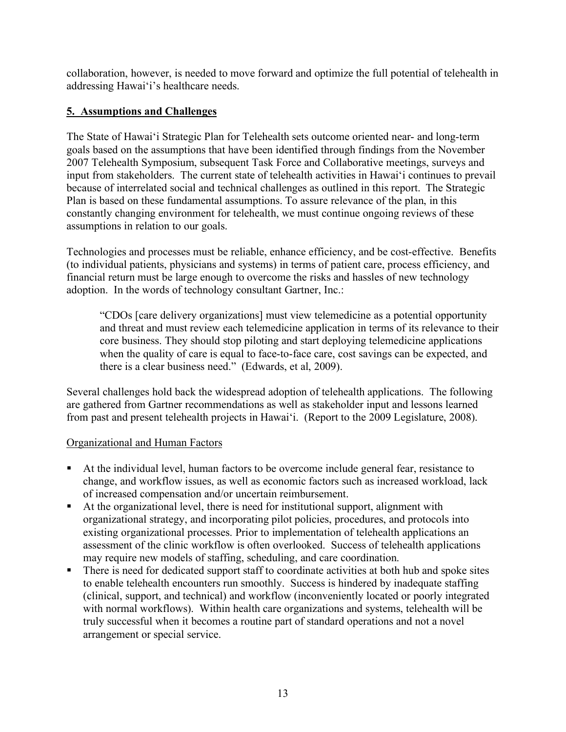collaboration, however, is needed to move forward and optimize the full potential of telehealth in addressing Hawai'i's healthcare needs.

## 5. Assumptions and Challenges

The State of Hawai'i Strategic Plan for Telehealth sets outcome oriented near- and long-term goals based on the assumptions that have been identified through findings from the November 2007 Telehealth Symposium, subsequent Task Force and Collaborative meetings, surveys and input from stakeholders. The current state of telehealth activities in Hawai'i continues to prevail because of interrelated social and technical challenges as outlined in this report. The Strategic Plan is based on these fundamental assumptions. To assure relevance of the plan, in this constantly changing environment for telehealth, we must continue ongoing reviews of these assumptions in relation to our goals.

Technologies and processes must be reliable, enhance efficiency, and be cost-effective. Benefits (to individual patients, physicians and systems) in terms of patient care, process efficiency, and financial return must be large enough to overcome the risks and hassles of new technology adoption. In the words of technology consultant Gartner, Inc.:

> "CDOs [care delivery organizations] must view telemedicine as a potential opportunity and threat and must review each telemedicine application in terms of its relevance to their core business. They should stop piloting and start deploying telemedicine applications when the quality of care is equal to face-to-face care, cost savings can be expected, and there is a clear business need." (Edwards, et al, 2009).

Several challenges hold back the widespread adoption of telehealth applications. The following are gathered from Gartner recommendations as well as stakeholder input and lessons learned from past and present telehealth projects in Hawai'i. (Report to the 2009 Legislature, 2008).

Organizational and Human Factors

- At the individual level, human factors to be overcome include general fear, resistance to change, and workflow issues, as well as economic factors such as increased workload, lack of increased compensation and/or uncertain reimbursement.
- At the organizational level, there is need for institutional support, alignment with organizational strategy, and incorporating pilot policies, procedures, and protocols into existing organizational processes. Prior to implementation of telehealth applications an assessment of the clinic workflow is often overlooked. Success of telehealth applications may require new models of staffing, scheduling, and care coordination.
- There is need for dedicated support staff to coordinate activities at both hub and spoke sites to enable telehealth encounters run smoothly. Success is hindered by inadequate staffing (clinical, support, and technical) and workflow (inconveniently located or poorly integrated with normal workflows). Within health care organizations and systems, telehealth will be truly successful when it becomes a routine part of standard operations and not a novel arrangement or special service.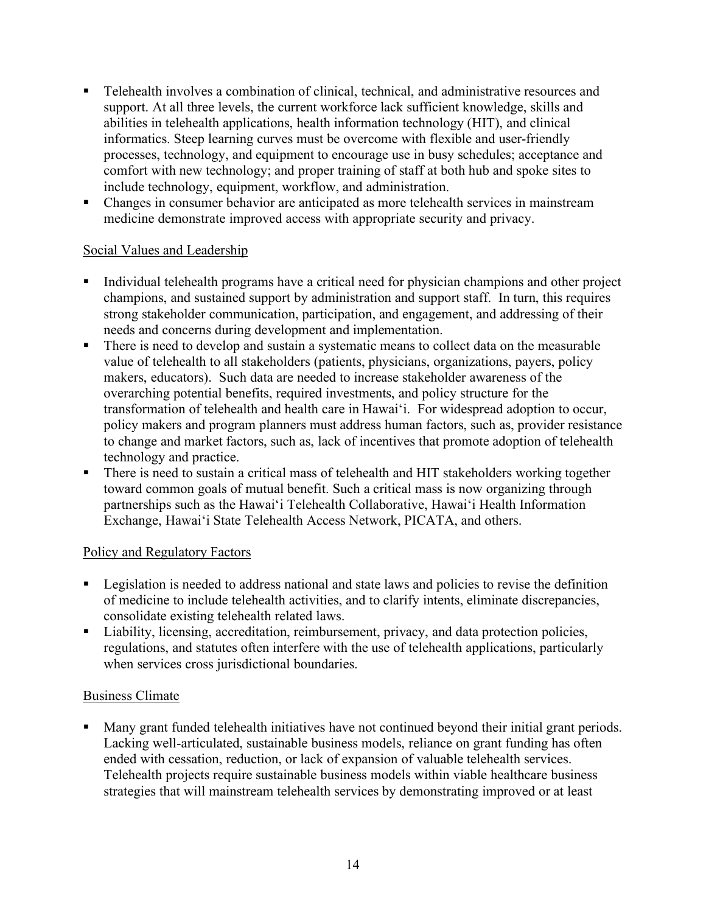- Telehealth involves a combination of clinical, technical, and administrative resources and support. At all three levels, the current workforce lack sufficient knowledge, skills and abilities in telehealth applications, health information technology (HIT), and clinical informatics. Steep learning curves must be overcome with flexible and user-friendly processes, technology, and equipment to encourage use in busy schedules; acceptance and comfort with new technology; and proper training of staff at both hub and spoke sites to include technology, equipment, workflow, and administration.
- Changes in consumer behavior are anticipated as more telehealth services in mainstream medicine demonstrate improved access with appropriate security and privacy.

<u>Social Values and Leadership</u>

- Individual telehealth programs have a critical need for physician champions and other project champions, and sustained support by administration and support staff. In turn, this requires strong stakeholder communication, participation, and engagement, and addressing of their needs and concerns during development and implementation.
- There is need to develop and sustain a systematic means to collect data on the measurable value of telehealth to all stakeholders (patients, physicians, organizations, payers, policy makers, educators). Such data are needed to increase stakeholder awareness of the overarching potential benefits, required investments, and policy structure for the transformation of telehealth and health care in Hawaiʻi. For widespread adoption to occur, policy makers and program planners must address human factors, such as, provider resistance to change and market factors, such as, lack of incentives that promote adoption of telehealth technology and practice.
- There is need to sustain a critical mass of telehealth and HIT stakeholders working together toward common goals of mutual benefit. Such a critical mass is now organizing through partnerships such as the Hawaiʻi Telehealth Collaborative, Hawaiʻi Health Information Exchange, Hawaiʻi State Telehealth Access Network, PICATA, and others.

<u>Policy and Regulatory Factors</u>

- Legislation is needed to address national and state laws and policies to revise the definition of medicine to include telehealth activities, and to clarify intents, eliminate discrepancies, consolidate existing telehealth related laws.
- Liability, licensing, accreditation, reimbursement, privacy, and data protection policies, regulations, and statutes often interfere with the use of telehealth applications, particularly when services cross jurisdictional boundaries.

<u>Business Climate</u>

- Many grant funded telehealth initiatives have not continued beyond their initial grant periods. Lacking well-articulated, sustainable business models, reliance on grant funding has often ended with cessation, reduction, or lack of expansion of valuable telehealth services. Telehealth projects require sustainable business models within viable healthcare business strategies that will mainstream telehealth services by demonstrating improved or at least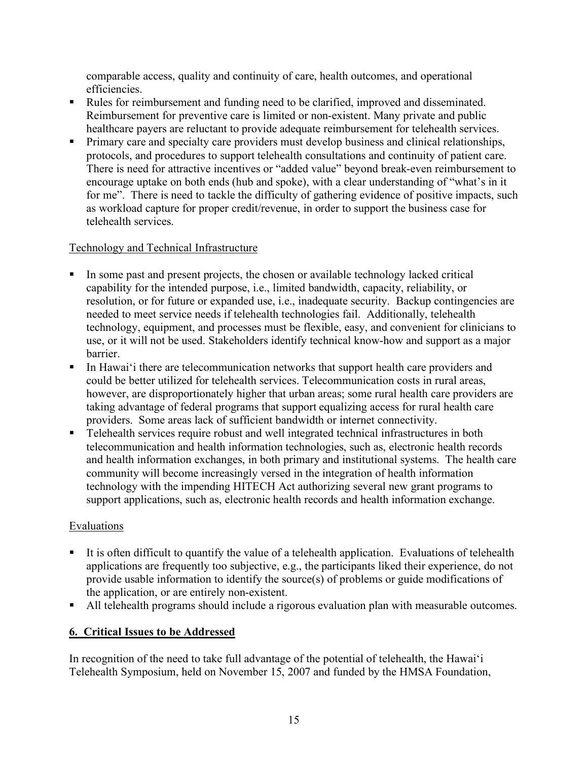comparable access, quality and continuity of care, health outcomes, and operational efficiencies.

- Rules for reimbursement and funding need to be clarified, improved and disseminated. Reimbursement for preventive care is limited or non-existent. Many private and public healthcare payers are reluctant to provide adequate reimbursement for telehealth services.
- Primary care and specialty care providers must develop business and clinical relationships, protocols, and procedures to support telehealth consultations and continuity of patient care. There is need for attractive incentives or "added value" beyond break-even reimbursement to encourage uptake on both ends (hub and spoke), with a clear understanding of "what's in it for me". There is need to tackle the difficulty of gathering evidence of positive impacts, such as workload capture for proper credit/revenue, in order to support the business case for telehealth services.

<u>Technology and Technical Infrastructure</u>

- In some past and present projects, the chosen or available technology lacked critical capability for the intended purpose, i.e., limited bandwidth, capacity, reliability, or resolution, or for future or expanded use, i.e., inadequate security. Backup contingencies are needed to meet service needs if telehealth technologies fail. Additionally, telehealth technology, equipment, and processes must be flexible, easy, and convenient for clinicians to use, or it will not be used. Stakeholders identify technical know-how and support as a major barrier.
- In Hawai'i there are telecommunication networks that support health care providers and could be better utilized for telehealth services. Telecommunication costs in rural areas, however, are disproportionately higher that urban areas; some rural health care providers are taking advantage of federal programs that support equalizing access for rural health care providers. Some areas lack of sufficient bandwidth or internet connectivity.
- Telehealth services require robust and well integrated technical infrastructures in both telecommunication and health information technologies, such as, electronic health records and health information exchanges, in both primary and institutional systems. The health care community will become increasingly versed in the integration of health information technology with the impending HITECH Act authorizing several new grant programs to support applications, such as, electronic health records and health information exchange.

<u>Evaluations</u>

- It is often difficult to quantify the value of a telehealth application. Evaluations of telehealth applications are frequently too subjective, e.g., the participants liked their experience, do not provide usable information to identify the source(s) of problems or guide modifications of the application, or are entirely non-existent.
- All telehealth programs should include a rigorous evaluation plan with measurable outcomes.

## 6. Critical Issues to be Addressed

In recognition of the need to take full advantage of the potential of telehealth, the Hawai'i Telehealth Symposium, held on November 15, 2007 and funded by the HMSA Foundation,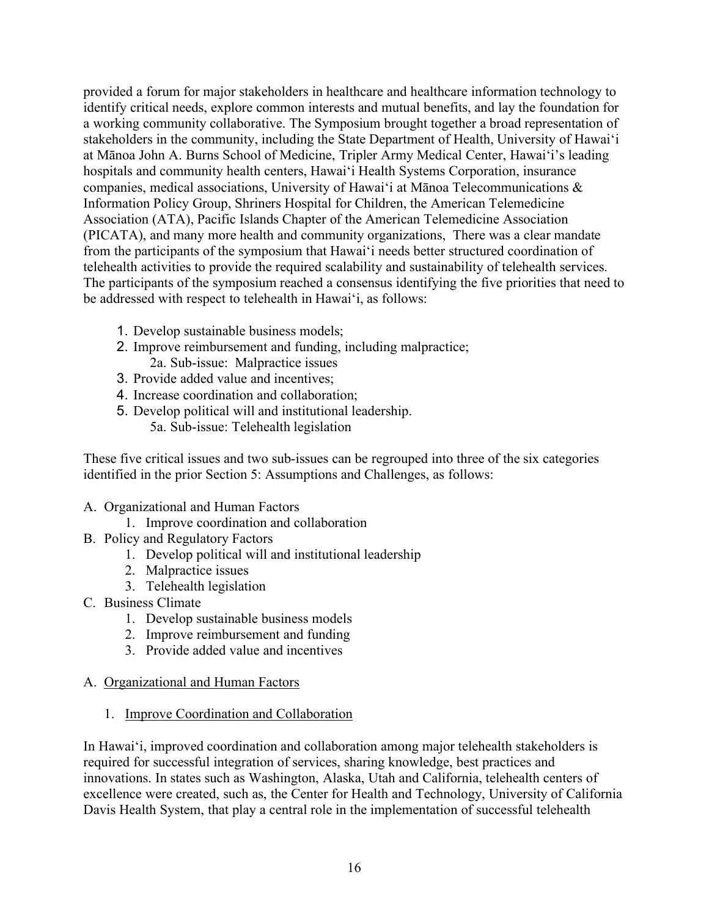provided a forum for major stakeholders in healthcare and healthcare information technology to identify critical needs, explore common interests and mutual benefits, and lay the foundation for a working community collaborative. The Symposium brought together a broad representation of stakeholders in the community, including the State Department of Health, University of Hawaiʻi at Mānoa John A. Burns School of Medicine, Tripler Army Medical Center, Hawaiʻi's leading hospitals and community health centers, Hawaiʻi Health Systems Corporation, insurance companies, medical associations, University of Hawaiʻi at Mānoa Telecommunications & Information Policy Group, Shriners Hospital for Children, the American Telemedicine Association (ATA), Pacific Islands Chapter of the American Telemedicine Association (PICATA), and many more health and community organizations, There was a clear mandate from the participants of the symposium that Hawaiʻi needs better structured coordination of telehealth activities to provide the required scalability and sustainability of telehealth services. The participants of the symposium reached a consensus identifying the five priorities that need to be addressed with respect to telehealth in Hawaiʻi, as follows:

1. Develop sustainable business models;
2. Improve reimbursement and funding, including malpractice;
   - 2a. Sub-issue: Malpractice issues
3. Provide added value and incentives;
4. Increase coordination and collaboration;
5. Develop political will and institutional leadership.
   - 5a. Sub-issue: Telehealth legislation

These five critical issues and two sub-issues can be regrouped into three of the six categories identified in the prior Section 5: Assumptions and Challenges, as follows:

A. Organizational and Human Factors
   1. Improve coordination and collaboration

B. Policy and Regulatory Factors
   1. Develop political will and institutional leadership
   2. Malpractice issues
   3. Telehealth legislation

C. Business Climate
   1. Develop sustainable business models
   2. Improve reimbursement and funding
   3. Provide added value and incentives

A. <u>Organizational and Human Factors</u>

   1. <u>Improve Coordination and Collaboration</u>

In Hawaiʻi, improved coordination and collaboration among major telehealth stakeholders is required for successful integration of services, sharing knowledge, best practices and innovations. In states such as Washington, Alaska, Utah and California, telehealth centers of excellence were created, such as, the Center for Health and Technology, University of California Davis Health System, that play a central role in the implementation of successful telehealth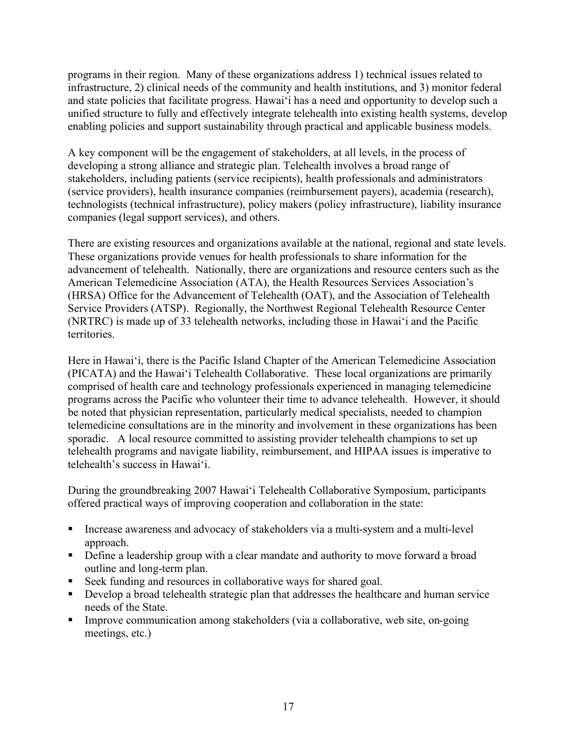programs in their region. Many of these organizations address 1) technical issues related to infrastructure, 2) clinical needs of the community and health institutions, and 3) monitor federal and state policies that facilitate progress. Hawai'i has a need and opportunity to develop such a unified structure to fully and effectively integrate telehealth into existing health systems, develop enabling policies and support sustainability through practical and applicable business models.

A key component will be the engagement of stakeholders, at all levels, in the process of developing a strong alliance and strategic plan. Telehealth involves a broad range of stakeholders, including patients (service recipients), health professionals and administrators (service providers), health insurance companies (reimbursement payers), academia (research), technologists (technical infrastructure), policy makers (policy infrastructure), liability insurance companies (legal support services), and others.

There are existing resources and organizations available at the national, regional and state levels. These organizations provide venues for health professionals to share information for the advancement of telehealth. Nationally, there are organizations and resource centers such as the American Telemedicine Association (ATA), the Health Resources Services Association's (HRSA) Office for the Advancement of Telehealth (OAT), and the Association of Telehealth Service Providers (ATSP). Regionally, the Northwest Regional Telehealth Resource Center (NRTRC) is made up of 33 telehealth networks, including those in Hawai'i and the Pacific territories.

Here in Hawai'i, there is the Pacific Island Chapter of the American Telemedicine Association (PICATA) and the Hawai'i Telehealth Collaborative. These local organizations are primarily comprised of health care and technology professionals experienced in managing telemedicine programs across the Pacific who volunteer their time to advance telehealth. However, it should be noted that physician representation, particularly medical specialists, needed to champion telemedicine consultations are in the minority and involvement in these organizations has been sporadic. A local resource committed to assisting provider telehealth champions to set up telehealth programs and navigate liability, reimbursement, and HIPAA issues is imperative to telehealth's success in Hawai'i.

During the groundbreaking 2007 Hawai'i Telehealth Collaborative Symposium, participants offered practical ways of improving cooperation and collaboration in the state:

- Increase awareness and advocacy of stakeholders via a multi-system and a multi-level approach.
- Define a leadership group with a clear mandate and authority to move forward a broad outline and long-term plan.
- Seek funding and resources in collaborative ways for shared goal.
- Develop a broad telehealth strategic plan that addresses the healthcare and human service needs of the State.
- Improve communication among stakeholders (via a collaborative, web site, on-going meetings, etc.)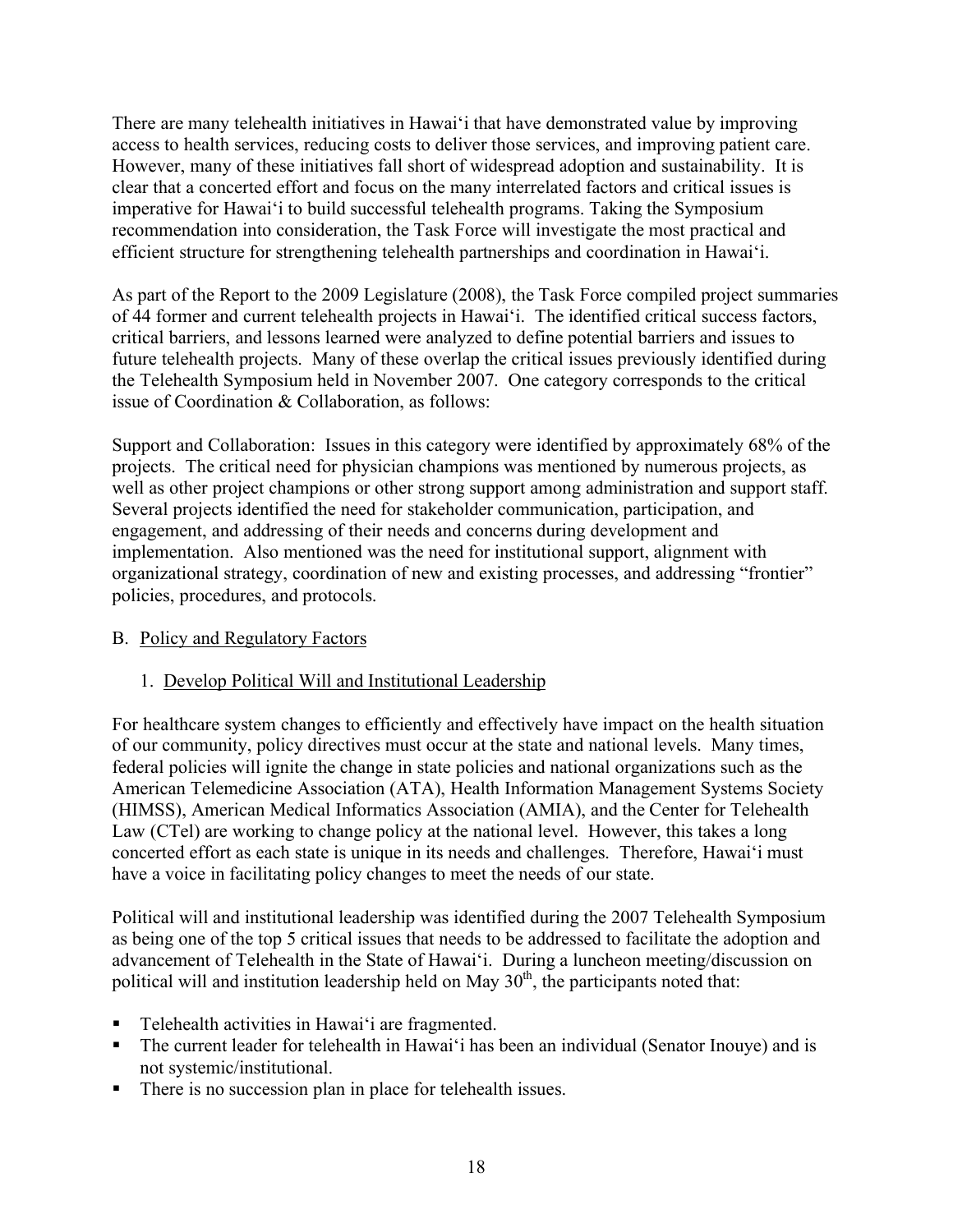There are many telehealth initiatives in Hawai'i that have demonstrated value by improving access to health services, reducing costs to deliver those services, and improving patient care. However, many of these initiatives fall short of widespread adoption and sustainability. It is clear that a concerted effort and focus on the many interrelated factors and critical issues is imperative for Hawai'i to build successful telehealth programs. Taking the Symposium recommendation into consideration, the Task Force will investigate the most practical and efficient structure for strengthening telehealth partnerships and coordination in Hawai'i.

As part of the Report to the 2009 Legislature (2008), the Task Force compiled project summaries of 44 former and current telehealth projects in Hawai'i. The identified critical success factors, critical barriers, and lessons learned were analyzed to define potential barriers and issues to future telehealth projects. Many of these overlap the critical issues previously identified during the Telehealth Symposium held in November 2007. One category corresponds to the critical issue of Coordination & Collaboration, as follows:

Support and Collaboration: Issues in this category were identified by approximately 68% of the projects. The critical need for physician champions was mentioned by numerous projects, as well as other project champions or other strong support among administration and support staff. Several projects identified the need for stakeholder communication, participation, and engagement, and addressing of their needs and concerns during development and implementation. Also mentioned was the need for institutional support, alignment with organizational strategy, coordination of new and existing processes, and addressing "frontier" policies, procedures, and protocols.

## B. Policy and Regulatory Factors

### 1. Develop Political Will and Institutional Leadership

For healthcare system changes to efficiently and effectively have impact on the health situation of our community, policy directives must occur at the state and national levels. Many times, federal policies will ignite the change in state policies and national organizations such as the American Telemedicine Association (ATA), Health Information Management Systems Society (HIMSS), American Medical Informatics Association (AMIA), and the Center for Telehealth Law (CTel) are working to change policy at the national level. However, this takes a long concerted effort as each state is unique in its needs and challenges. Therefore, Hawai'i must have a voice in facilitating policy changes to meet the needs of our state.

Political will and institutional leadership was identified during the 2007 Telehealth Symposium as being one of the top 5 critical issues that needs to be addressed to facilitate the adoption and advancement of Telehealth in the State of Hawai'i. During a luncheon meeting/discussion on political will and institution leadership held on May 30th, the participants noted that:

- Telehealth activities in Hawai'i are fragmented.
- The current leader for telehealth in Hawai'i has been an individual (Senator Inouye) and is not systemic/institutional.
- There is no succession plan in place for telehealth issues.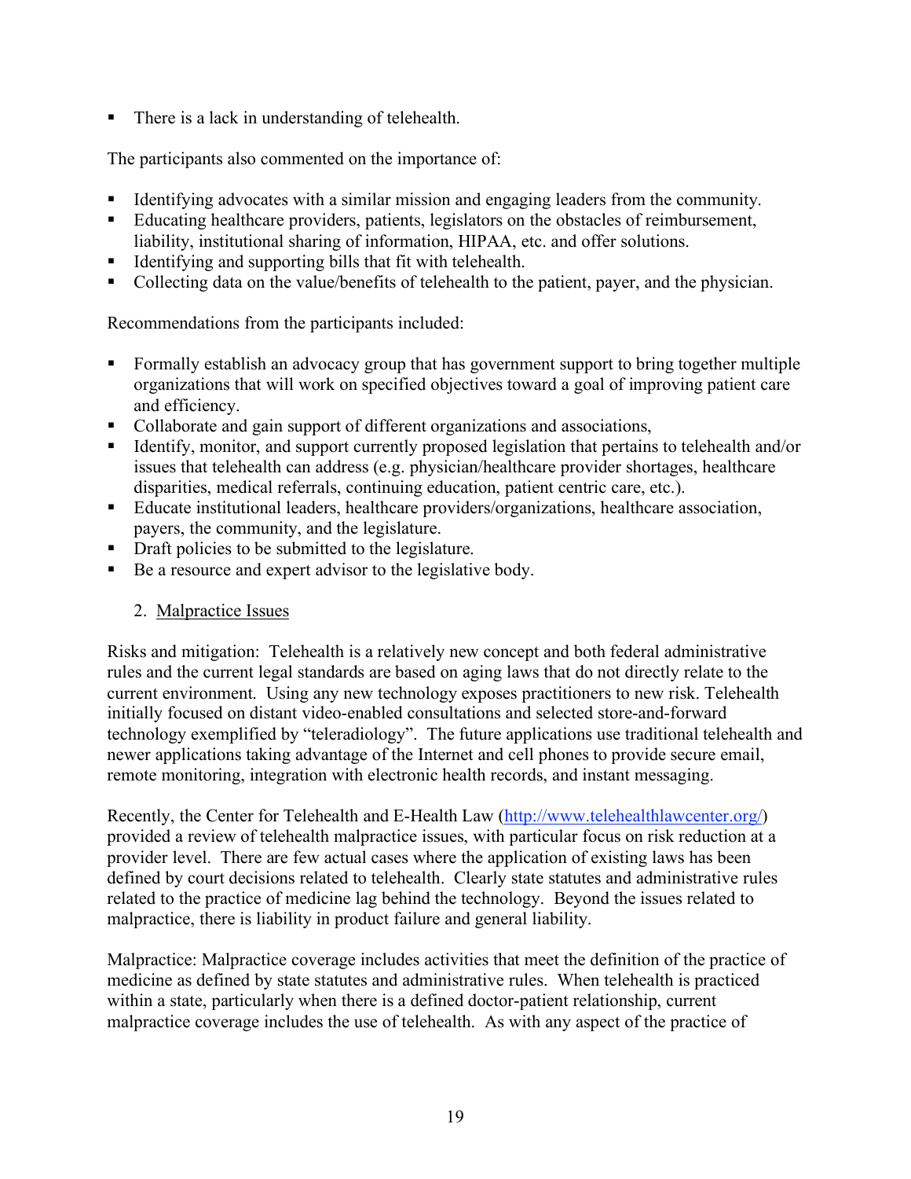- There is a lack in understanding of telehealth.

The participants also commented on the importance of:

- Identifying advocates with a similar mission and engaging leaders from the community.
- Educating healthcare providers, patients, legislators on the obstacles of reimbursement, liability, institutional sharing of information, HIPAA, etc. and offer solutions.
- Identifying and supporting bills that fit with telehealth.
- Collecting data on the value/benefits of telehealth to the patient, payer, and the physician.

Recommendations from the participants included:

- Formally establish an advocacy group that has government support to bring together multiple organizations that will work on specified objectives toward a goal of improving patient care and efficiency.
- Collaborate and gain support of different organizations and associations,
- Identify, monitor, and support currently proposed legislation that pertains to telehealth and/or issues that telehealth can address (e.g. physician/healthcare provider shortages, healthcare disparities, medical referrals, continuing education, patient centric care, etc.).
- Educate institutional leaders, healthcare providers/organizations, healthcare association, payers, the community, and the legislature.
- Draft policies to be submitted to the legislature.
- Be a resource and expert advisor to the legislative body.

2. Malpractice Issues

Risks and mitigation: Telehealth is a relatively new concept and both federal administrative rules and the current legal standards are based on aging laws that do not directly relate to the current environment. Using any new technology exposes practitioners to new risk. Telehealth initially focused on distant video-enabled consultations and selected store-and-forward technology exemplified by "teleradiology". The future applications use traditional telehealth and newer applications taking advantage of the Internet and cell phones to provide secure email, remote monitoring, integration with electronic health records, and instant messaging.

Recently, the Center for Telehealth and E-Health Law (http://www.telehealthlawcenter.org/) provided a review of telehealth malpractice issues, with particular focus on risk reduction at a provider level. There are few actual cases where the application of existing laws has been defined by court decisions related to telehealth. Clearly state statutes and administrative rules related to the practice of medicine lag behind the technology. Beyond the issues related to malpractice, there is liability in product failure and general liability.

Malpractice: Malpractice coverage includes activities that meet the definition of the practice of medicine as defined by state statutes and administrative rules. When telehealth is practiced within a state, particularly when there is a defined doctor-patient relationship, current malpractice coverage includes the use of telehealth. As with any aspect of the practice of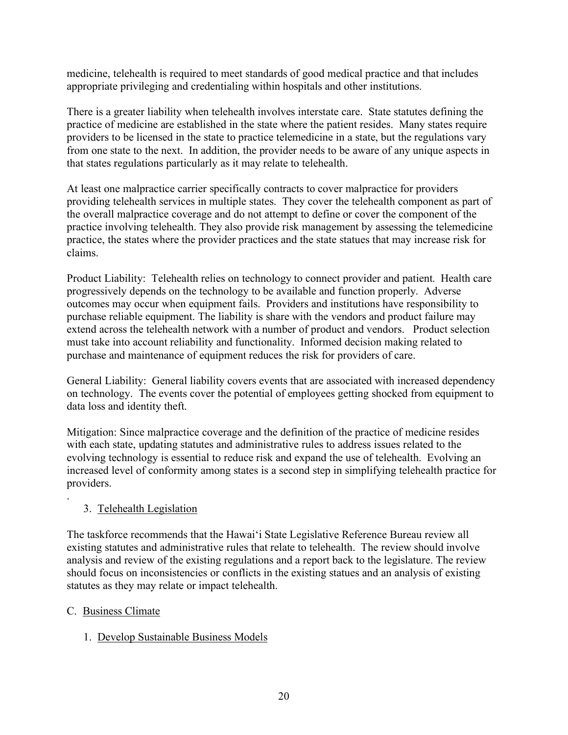medicine, telehealth is required to meet standards of good medical practice and that includes appropriate privileging and credentialing within hospitals and other institutions.

There is a greater liability when telehealth involves interstate care. State statutes defining the practice of medicine are established in the state where the patient resides. Many states require providers to be licensed in the state to practice telemedicine in a state, but the regulations vary from one state to the next. In addition, the provider needs to be aware of any unique aspects in that states regulations particularly as it may relate to telehealth.

At least one malpractice carrier specifically contracts to cover malpractice for providers providing telehealth services in multiple states. They cover the telehealth component as part of the overall malpractice coverage and do not attempt to define or cover the component of the practice involving telehealth. They also provide risk management by assessing the telemedicine practice, the states where the provider practices and the state statues that may increase risk for claims.

Product Liability: Telehealth relies on technology to connect provider and patient. Health care progressively depends on the technology to be available and function properly. Adverse outcomes may occur when equipment fails. Providers and institutions have responsibility to purchase reliable equipment. The liability is share with the vendors and product failure may extend across the telehealth network with a number of product and vendors. Product selection must take into account reliability and functionality. Informed decision making related to purchase and maintenance of equipment reduces the risk for providers of care.

General Liability: General liability covers events that are associated with increased dependency on technology. The events cover the potential of employees getting shocked from equipment to data loss and identity theft.

Mitigation: Since malpractice coverage and the definition of the practice of medicine resides with each state, updating statutes and administrative rules to address issues related to the evolving technology is essential to reduce risk and expand the use of telehealth. Evolving an increased level of conformity among states is a second step in simplifying telehealth practice for providers.

.

3. <u>Telehealth Legislation</u>

The taskforce recommends that the Hawaiʻi State Legislative Reference Bureau review all existing statutes and administrative rules that relate to telehealth. The review should involve analysis and review of the existing regulations and a report back to the legislature. The review should focus on inconsistencies or conflicts in the existing statues and an analysis of existing statutes as they may relate or impact telehealth.

C. <u>Business Climate</u>

1. <u>Develop Sustainable Business Models</u>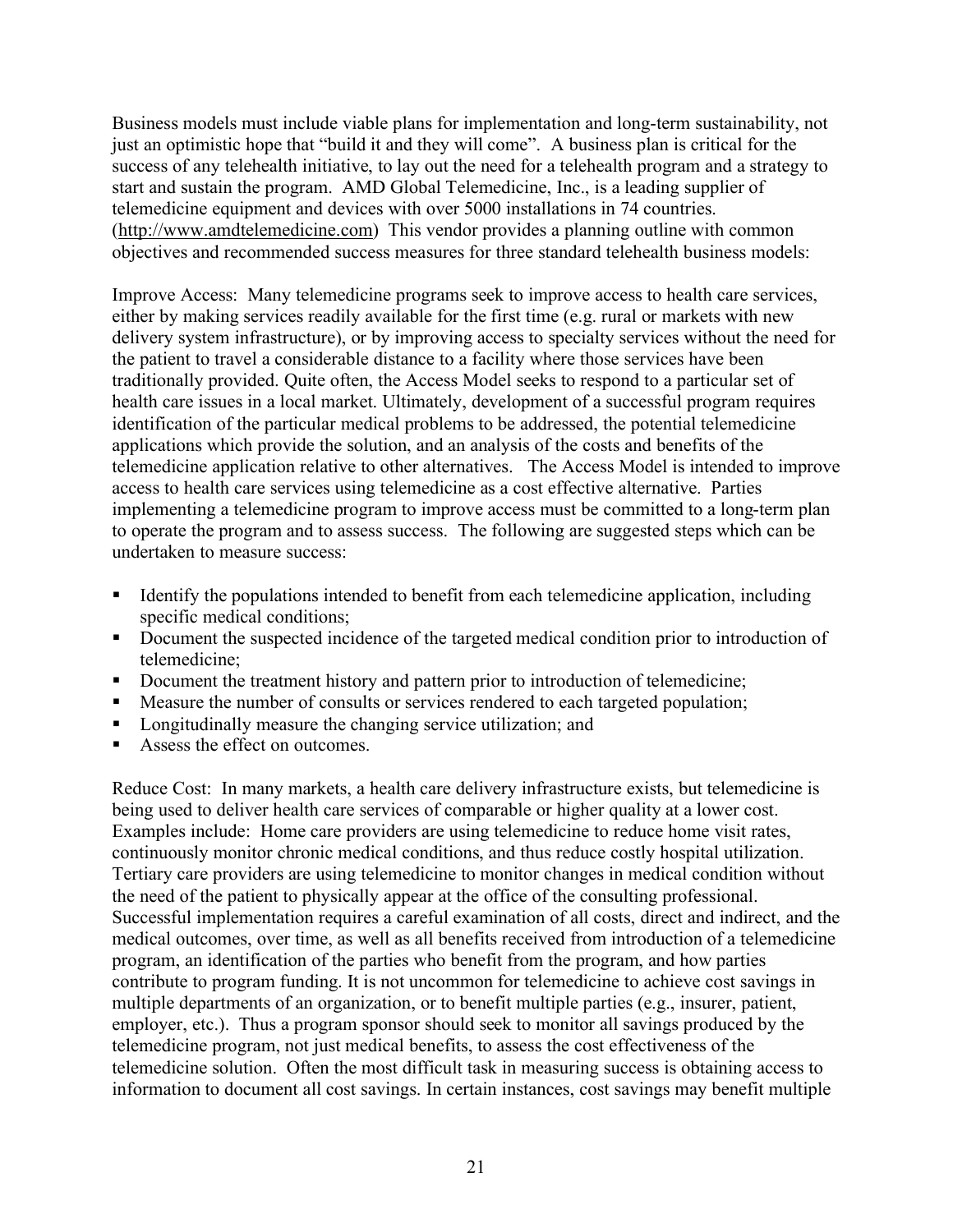Business models must include viable plans for implementation and long-term sustainability, not just an optimistic hope that "build it and they will come". A business plan is critical for the success of any telehealth initiative, to lay out the need for a telehealth program and a strategy to start and sustain the program. AMD Global Telemedicine, Inc., is a leading supplier of telemedicine equipment and devices with over 5000 installations in 74 countries. (http://www.amdtelemedicine.com) This vendor provides a planning outline with common objectives and recommended success measures for three standard telehealth business models:

Improve Access: Many telemedicine programs seek to improve access to health care services, either by making services readily available for the first time (e.g. rural or markets with new delivery system infrastructure), or by improving access to specialty services without the need for the patient to travel a considerable distance to a facility where those services have been traditionally provided. Quite often, the Access Model seeks to respond to a particular set of health care issues in a local market. Ultimately, development of a successful program requires identification of the particular medical problems to be addressed, the potential telemedicine applications which provide the solution, and an analysis of the costs and benefits of the telemedicine application relative to other alternatives. The Access Model is intended to improve access to health care services using telemedicine as a cost effective alternative. Parties implementing a telemedicine program to improve access must be committed to a long-term plan to operate the program and to assess success. The following are suggested steps which can be undertaken to measure success:

- Identify the populations intended to benefit from each telemedicine application, including specific medical conditions;
- Document the suspected incidence of the targeted medical condition prior to introduction of telemedicine;
- Document the treatment history and pattern prior to introduction of telemedicine;
- Measure the number of consults or services rendered to each targeted population;
- Longitudinally measure the changing service utilization; and
- Assess the effect on outcomes.

Reduce Cost: In many markets, a health care delivery infrastructure exists, but telemedicine is being used to deliver health care services of comparable or higher quality at a lower cost. Examples include: Home care providers are using telemedicine to reduce home visit rates, continuously monitor chronic medical conditions, and thus reduce costly hospital utilization. Tertiary care providers are using telemedicine to monitor changes in medical condition without the need of the patient to physically appear at the office of the consulting professional. Successful implementation requires a careful examination of all costs, direct and indirect, and the medical outcomes, over time, as well as all benefits received from introduction of a telemedicine program, an identification of the parties who benefit from the program, and how parties contribute to program funding. It is not uncommon for telemedicine to achieve cost savings in multiple departments of an organization, or to benefit multiple parties (e.g., insurer, patient, employer, etc.). Thus a program sponsor should seek to monitor all savings produced by the telemedicine program, not just medical benefits, to assess the cost effectiveness of the telemedicine solution. Often the most difficult task in measuring success is obtaining access to information to document all cost savings. In certain instances, cost savings may benefit multiple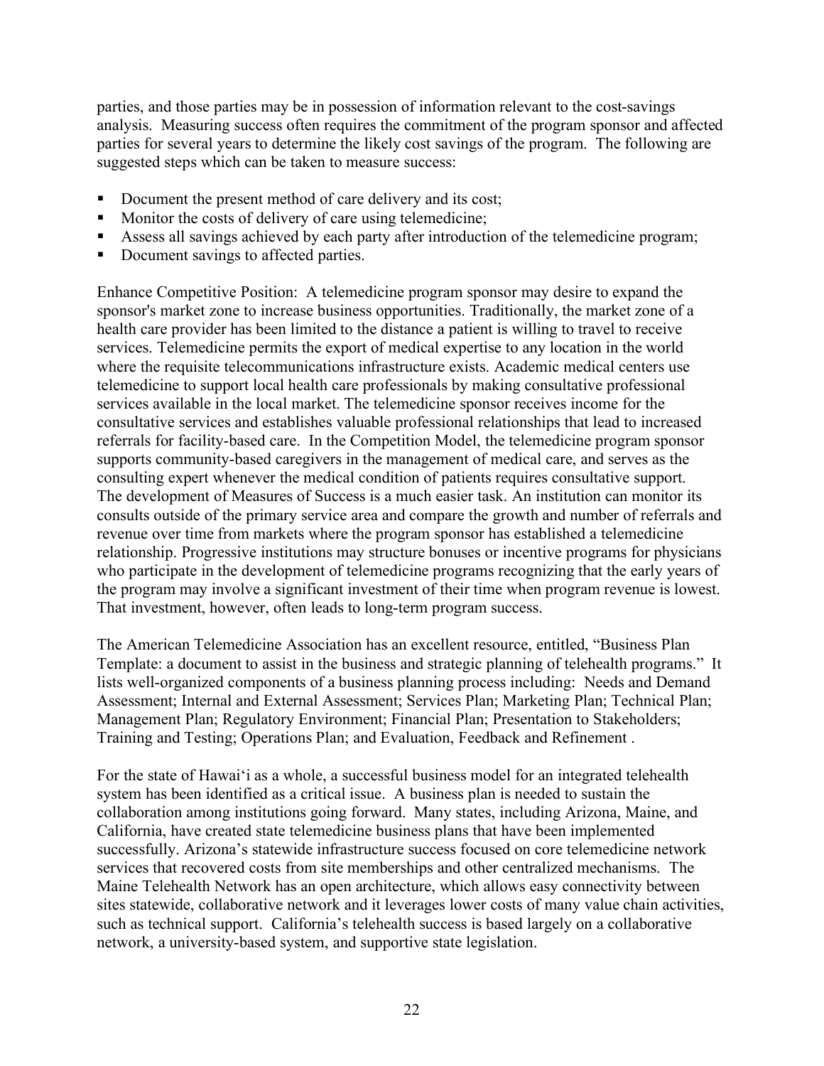parties, and those parties may be in possession of information relevant to the cost-savings analysis. Measuring success often requires the commitment of the program sponsor and affected parties for several years to determine the likely cost savings of the program. The following are suggested steps which can be taken to measure success:

- Document the present method of care delivery and its cost;
- Monitor the costs of delivery of care using telemedicine;
- Assess all savings achieved by each party after introduction of the telemedicine program;
- Document savings to affected parties.

Enhance Competitive Position: A telemedicine program sponsor may desire to expand the sponsor's market zone to increase business opportunities. Traditionally, the market zone of a health care provider has been limited to the distance a patient is willing to travel to receive services. Telemedicine permits the export of medical expertise to any location in the world where the requisite telecommunications infrastructure exists. Academic medical centers use telemedicine to support local health care professionals by making consultative professional services available in the local market. The telemedicine sponsor receives income for the consultative services and establishes valuable professional relationships that lead to increased referrals for facility-based care. In the Competition Model, the telemedicine program sponsor supports community-based caregivers in the management of medical care, and serves as the consulting expert whenever the medical condition of patients requires consultative support. The development of Measures of Success is a much easier task. An institution can monitor its consults outside of the primary service area and compare the growth and number of referrals and revenue over time from markets where the program sponsor has established a telemedicine relationship. Progressive institutions may structure bonuses or incentive programs for physicians who participate in the development of telemedicine programs recognizing that the early years of the program may involve a significant investment of their time when program revenue is lowest. That investment, however, often leads to long-term program success.

The American Telemedicine Association has an excellent resource, entitled, "Business Plan Template: a document to assist in the business and strategic planning of telehealth programs." It lists well-organized components of a business planning process including: Needs and Demand Assessment; Internal and External Assessment; Services Plan; Marketing Plan; Technical Plan; Management Plan; Regulatory Environment; Financial Plan; Presentation to Stakeholders; Training and Testing; Operations Plan; and Evaluation, Feedback and Refinement .

For the state of Hawai'i as a whole, a successful business model for an integrated telehealth system has been identified as a critical issue. A business plan is needed to sustain the collaboration among institutions going forward. Many states, including Arizona, Maine, and California, have created state telemedicine business plans that have been implemented successfully. Arizona's statewide infrastructure success focused on core telemedicine network services that recovered costs from site memberships and other centralized mechanisms. The Maine Telehealth Network has an open architecture, which allows easy connectivity between sites statewide, collaborative network and it leverages lower costs of many value chain activities, such as technical support. California's telehealth success is based largely on a collaborative network, a university-based system, and supportive state legislation.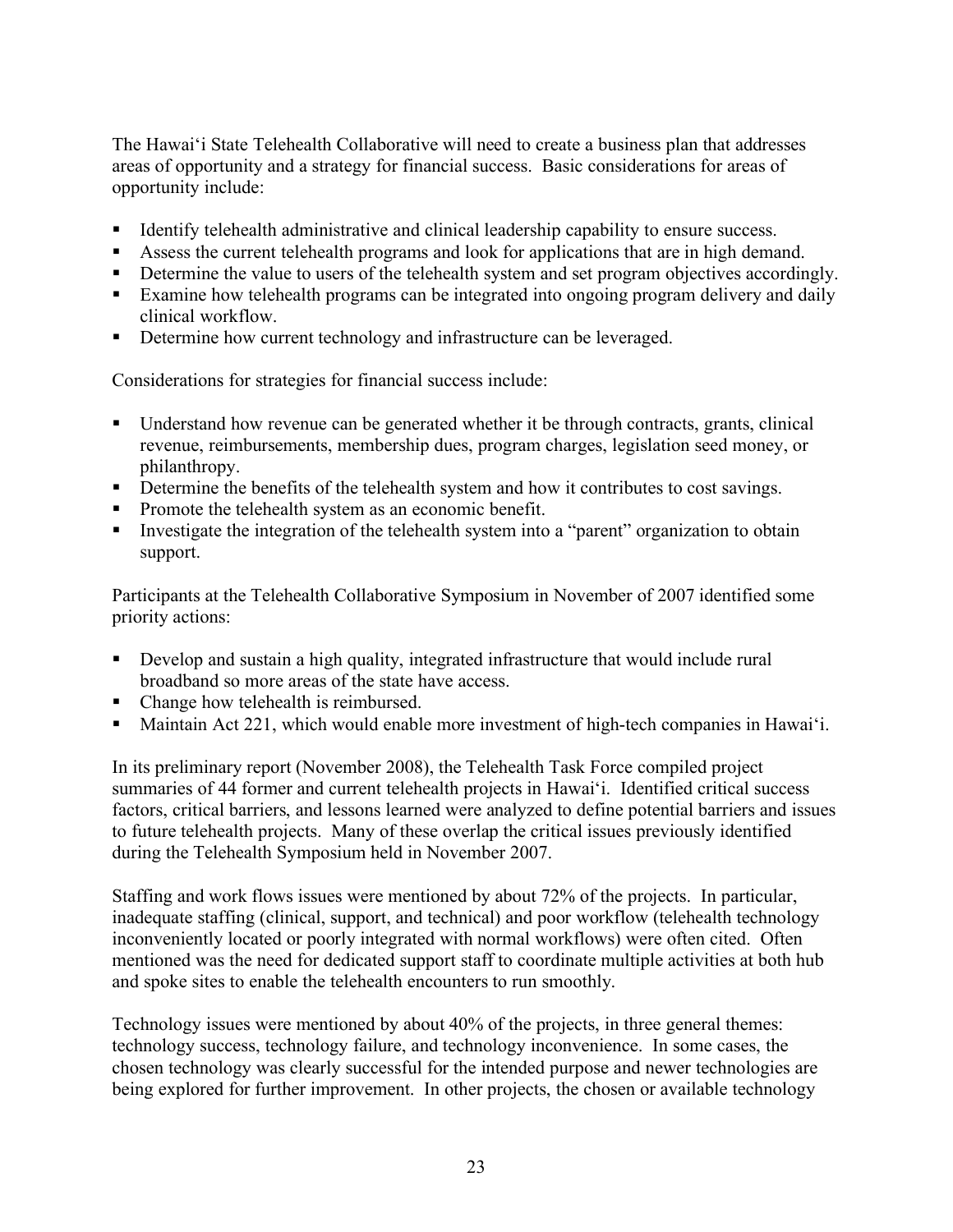The Hawai'i State Telehealth Collaborative will need to create a business plan that addresses areas of opportunity and a strategy for financial success. Basic considerations for areas of opportunity include:

- Identify telehealth administrative and clinical leadership capability to ensure success.
- Assess the current telehealth programs and look for applications that are in high demand.
- Determine the value to users of the telehealth system and set program objectives accordingly.
- Examine how telehealth programs can be integrated into ongoing program delivery and daily clinical workflow.
- Determine how current technology and infrastructure can be leveraged.

Considerations for strategies for financial success include:

- Understand how revenue can be generated whether it be through contracts, grants, clinical revenue, reimbursements, membership dues, program charges, legislation seed money, or philanthropy.
- Determine the benefits of the telehealth system and how it contributes to cost savings.
- Promote the telehealth system as an economic benefit.
- Investigate the integration of the telehealth system into a "parent" organization to obtain support.

Participants at the Telehealth Collaborative Symposium in November of 2007 identified some priority actions:

- Develop and sustain a high quality, integrated infrastructure that would include rural broadband so more areas of the state have access.
- Change how telehealth is reimbursed.
- Maintain Act 221, which would enable more investment of high-tech companies in Hawai'i.

In its preliminary report (November 2008), the Telehealth Task Force compiled project summaries of 44 former and current telehealth projects in Hawai'i. Identified critical success factors, critical barriers, and lessons learned were analyzed to define potential barriers and issues to future telehealth projects. Many of these overlap the critical issues previously identified during the Telehealth Symposium held in November 2007.

Staffing and work flows issues were mentioned by about 72% of the projects. In particular, inadequate staffing (clinical, support, and technical) and poor workflow (telehealth technology inconveniently located or poorly integrated with normal workflows) were often cited. Often mentioned was the need for dedicated support staff to coordinate multiple activities at both hub and spoke sites to enable the telehealth encounters to run smoothly.

Technology issues were mentioned by about 40% of the projects, in three general themes: technology success, technology failure, and technology inconvenience. In some cases, the chosen technology was clearly successful for the intended purpose and newer technologies are being explored for further improvement. In other projects, the chosen or available technology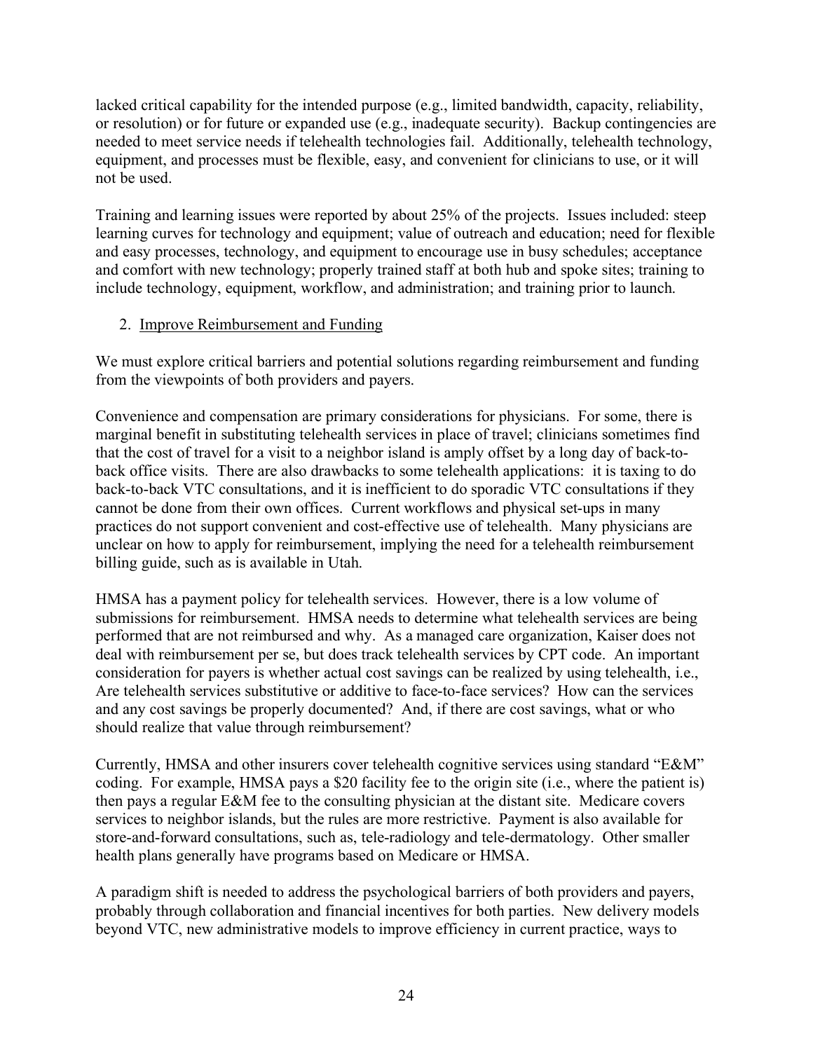lacked critical capability for the intended purpose (e.g., limited bandwidth, capacity, reliability, or resolution) or for future or expanded use (e.g., inadequate security). Backup contingencies are needed to meet service needs if telehealth technologies fail. Additionally, telehealth technology, equipment, and processes must be flexible, easy, and convenient for clinicians to use, or it will not be used.

Training and learning issues were reported by about 25% of the projects. Issues included: steep learning curves for technology and equipment; value of outreach and education; need for flexible and easy processes, technology, and equipment to encourage use in busy schedules; acceptance and comfort with new technology; properly trained staff at both hub and spoke sites; training to include technology, equipment, workflow, and administration; and training prior to launch.

2. Improve Reimbursement and Funding

We must explore critical barriers and potential solutions regarding reimbursement and funding from the viewpoints of both providers and payers.

Convenience and compensation are primary considerations for physicians. For some, there is marginal benefit in substituting telehealth services in place of travel; clinicians sometimes find that the cost of travel for a visit to a neighbor island is amply offset by a long day of back-to-back office visits. There are also drawbacks to some telehealth applications: it is taxing to do back-to-back VTC consultations, and it is inefficient to do sporadic VTC consultations if they cannot be done from their own offices. Current workflows and physical set-ups in many practices do not support convenient and cost-effective use of telehealth. Many physicians are unclear on how to apply for reimbursement, implying the need for a telehealth reimbursement billing guide, such as is available in Utah.

HMSA has a payment policy for telehealth services. However, there is a low volume of submissions for reimbursement. HMSA needs to determine what telehealth services are being performed that are not reimbursed and why. As a managed care organization, Kaiser does not deal with reimbursement per se, but does track telehealth services by CPT code. An important consideration for payers is whether actual cost savings can be realized by using telehealth, i.e., Are telehealth services substitutive or additive to face-to-face services? How can the services and any cost savings be properly documented? And, if there are cost savings, what or who should realize that value through reimbursement?

Currently, HMSA and other insurers cover telehealth cognitive services using standard "E&M" coding. For example, HMSA pays a $20 facility fee to the origin site (i.e., where the patient is) then pays a regular E&M fee to the consulting physician at the distant site. Medicare covers services to neighbor islands, but the rules are more restrictive. Payment is also available for store-and-forward consultations, such as, tele-radiology and tele-dermatology. Other smaller health plans generally have programs based on Medicare or HMSA.

A paradigm shift is needed to address the psychological barriers of both providers and payers, probably through collaboration and financial incentives for both parties. New delivery models beyond VTC, new administrative models to improve efficiency in current practice, ways to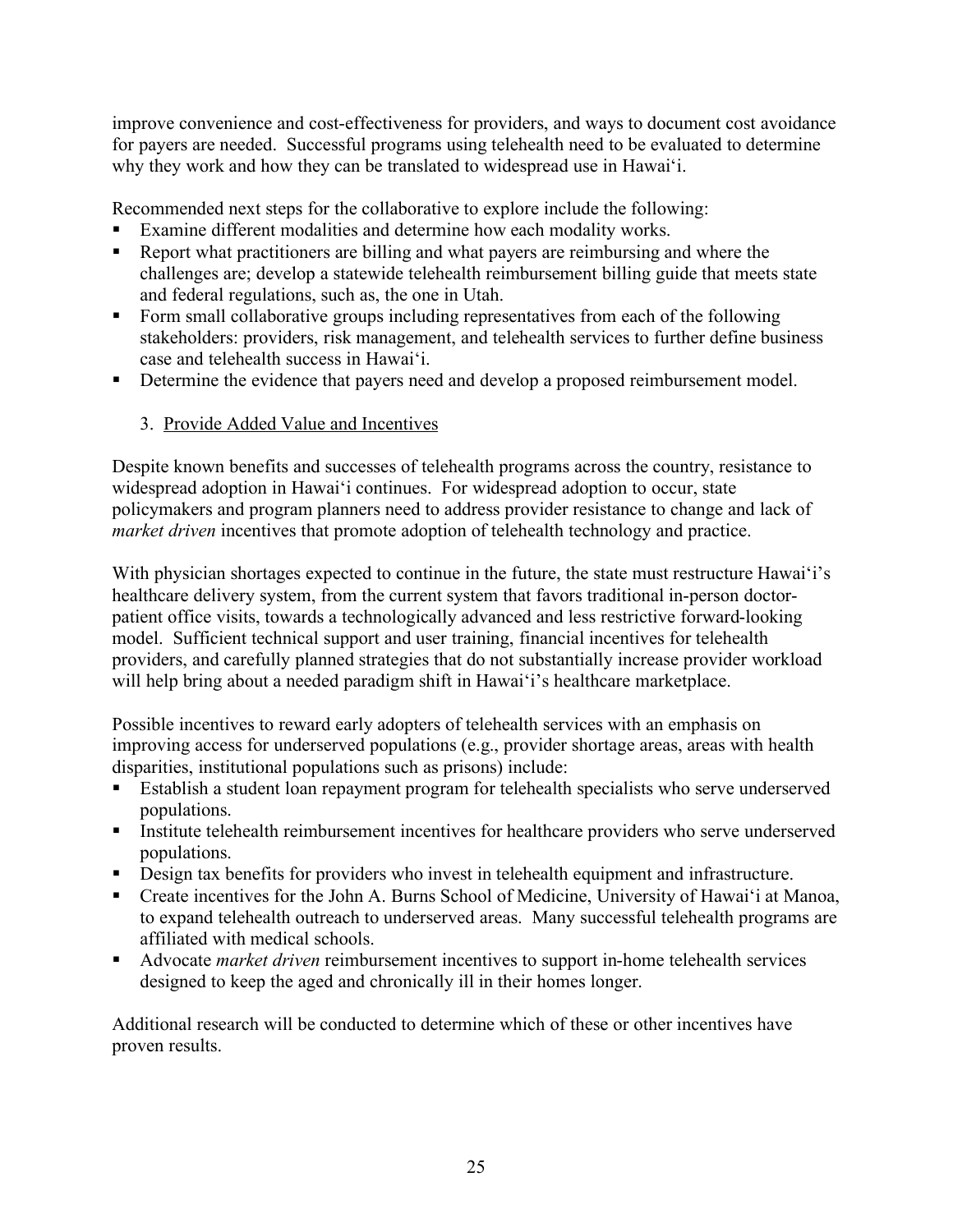improve convenience and cost-effectiveness for providers, and ways to document cost avoidance for payers are needed. Successful programs using telehealth need to be evaluated to determine why they work and how they can be translated to widespread use in Hawai'i.

Recommended next steps for the collaborative to explore include the following:

- Examine different modalities and determine how each modality works.
- Report what practitioners are billing and what payers are reimbursing and where the challenges are; develop a statewide telehealth reimbursement billing guide that meets state and federal regulations, such as, the one in Utah.
- Form small collaborative groups including representatives from each of the following stakeholders: providers, risk management, and telehealth services to further define business case and telehealth success in Hawai'i.
- Determine the evidence that payers need and develop a proposed reimbursement model.

### 3. Provide Added Value and Incentives

Despite known benefits and successes of telehealth programs across the country, resistance to widespread adoption in Hawai'i continues. For widespread adoption to occur, state policymakers and program planners need to address provider resistance to change and lack of *market driven* incentives that promote adoption of telehealth technology and practice.

With physician shortages expected to continue in the future, the state must restructure Hawai'i's healthcare delivery system, from the current system that favors traditional in-person doctor-patient office visits, towards a technologically advanced and less restrictive forward-looking model. Sufficient technical support and user training, financial incentives for telehealth providers, and carefully planned strategies that do not substantially increase provider workload will help bring about a needed paradigm shift in Hawai'i's healthcare marketplace.

Possible incentives to reward early adopters of telehealth services with an emphasis on improving access for underserved populations (e.g., provider shortage areas, areas with health disparities, institutional populations such as prisons) include:

- Establish a student loan repayment program for telehealth specialists who serve underserved populations.
- Institute telehealth reimbursement incentives for healthcare providers who serve underserved populations.
- Design tax benefits for providers who invest in telehealth equipment and infrastructure.
- Create incentives for the John A. Burns School of Medicine, University of Hawai'i at Manoa, to expand telehealth outreach to underserved areas. Many successful telehealth programs are affiliated with medical schools.
- Advocate *market driven* reimbursement incentives to support in-home telehealth services designed to keep the aged and chronically ill in their homes longer.

Additional research will be conducted to determine which of these or other incentives have proven results.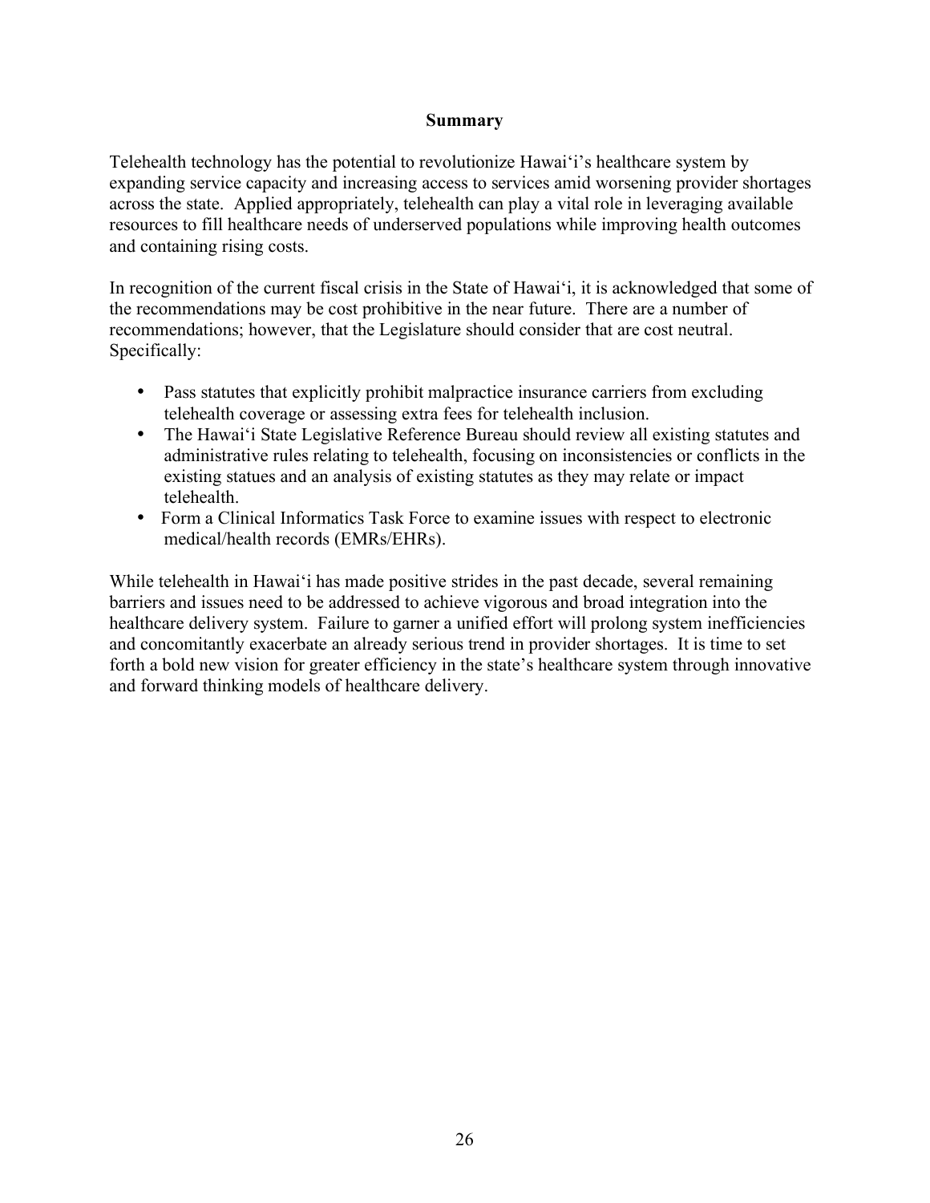## Summary

Telehealth technology has the potential to revolutionize Hawai'i's healthcare system by expanding service capacity and increasing access to services amid worsening provider shortages across the state. Applied appropriately, telehealth can play a vital role in leveraging available resources to fill healthcare needs of underserved populations while improving health outcomes and containing rising costs.

In recognition of the current fiscal crisis in the State of Hawai'i, it is acknowledged that some of the recommendations may be cost prohibitive in the near future. There are a number of recommendations; however, that the Legislature should consider that are cost neutral. Specifically:

- Pass statutes that explicitly prohibit malpractice insurance carriers from excluding telehealth coverage or assessing extra fees for telehealth inclusion.
- The Hawai'i State Legislative Reference Bureau should review all existing statutes and administrative rules relating to telehealth, focusing on inconsistencies or conflicts in the existing statues and an analysis of existing statutes as they may relate or impact telehealth.
- Form a Clinical Informatics Task Force to examine issues with respect to electronic medical/health records (EMRs/EHRs).

While telehealth in Hawai'i has made positive strides in the past decade, several remaining barriers and issues need to be addressed to achieve vigorous and broad integration into the healthcare delivery system. Failure to garner a unified effort will prolong system inefficiencies and concomitantly exacerbate an already serious trend in provider shortages. It is time to set forth a bold new vision for greater efficiency in the state's healthcare system through innovative and forward thinking models of healthcare delivery.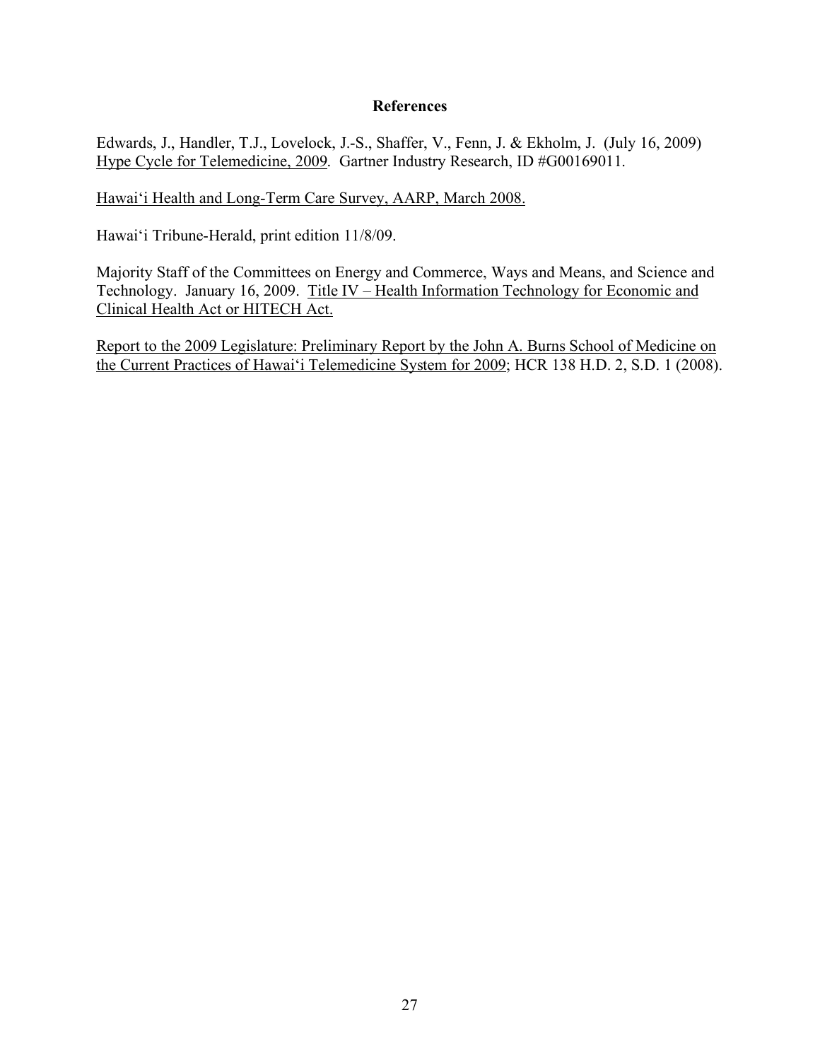## References

Edwards, J., Handler, T.J., Lovelock, J.-S., Shaffer, V., Fenn, J. & Ekholm, J. (July 16, 2009) Hype Cycle for Telemedicine, 2009. Gartner Industry Research, ID #G00169011.

Hawaiʻi Health and Long-Term Care Survey, AARP, March 2008.

Hawaiʻi Tribune-Herald, print edition 11/8/09.

Majority Staff of the Committees on Energy and Commerce, Ways and Means, and Science and Technology. January 16, 2009. Title IV – Health Information Technology for Economic and Clinical Health Act or HITECH Act.

Report to the 2009 Legislature: Preliminary Report by the John A. Burns School of Medicine on the Current Practices of Hawaiʻi Telemedicine System for 2009; HCR 138 H.D. 2, S.D. 1 (2008).